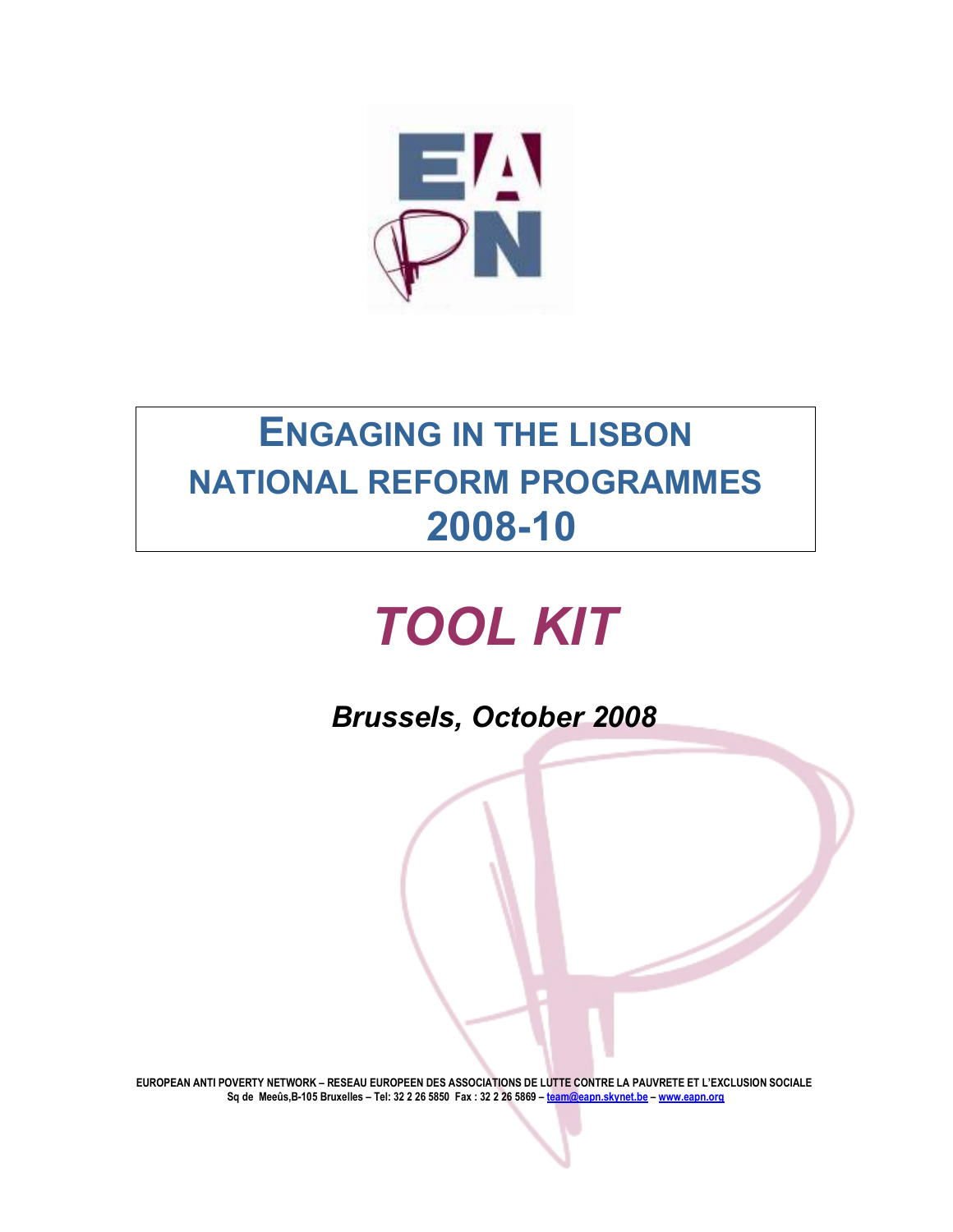# ENGAGING IN THE LISBON NATIONAL REFORM PROGRAMMES 2008-10

# *TOOL KIT*

***Brussels, October 2008***

**EUROPEAN ANTI POVERTY NETWORK – RESEAU EUROPEEN DES ASSOCIATIONS DE LUTTE CONTRE LA PAUVRETE ET L'EXCLUSION SOCIALE**
**Sq de Meeûs,B-105 Bruxelles – Tel: 32 2 26 5850 Fax : 32 2 26 5869 – team@eapn.skynet.be – www.eapn.org**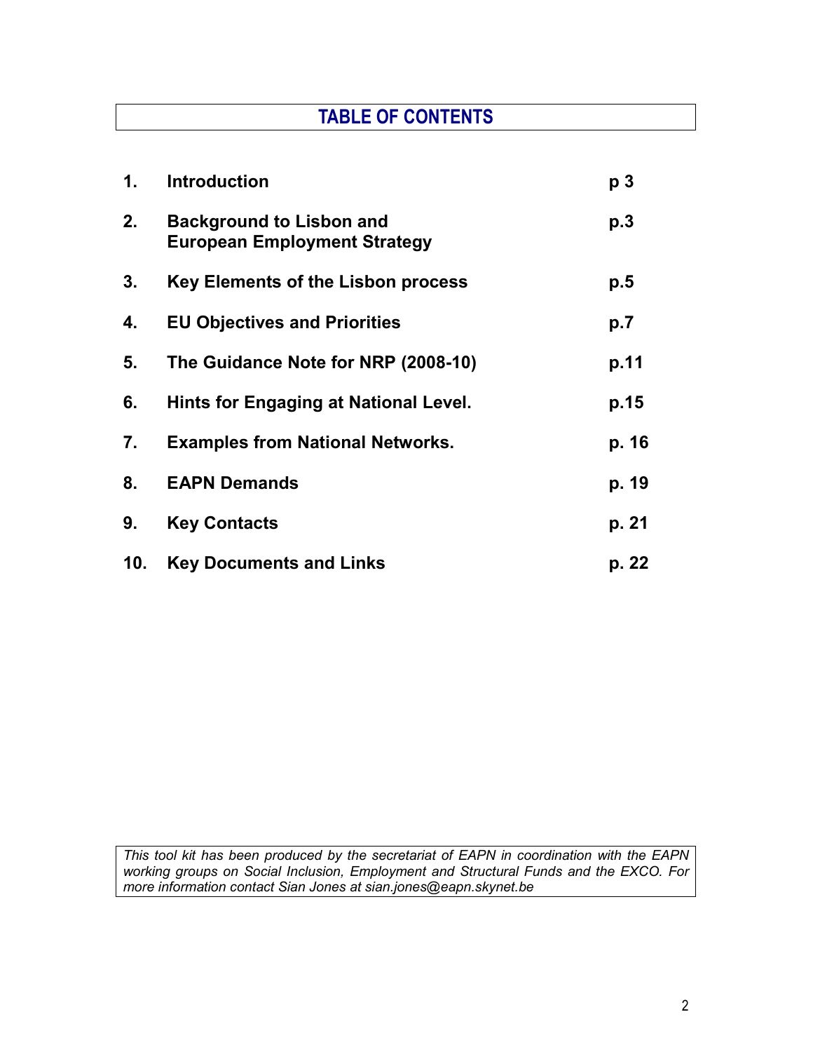# TABLE OF CONTENTS

| | | |
|---|---|---|
| **1.** | **Introduction** | **p 3** |
| **2.** | **Background to Lisbon and European Employment Strategy** | **p.3** |
| **3.** | **Key Elements of the Lisbon process** | **p.5** |
| **4.** | **EU Objectives and Priorities** | **p.7** |
| **5.** | **The Guidance Note for NRP (2008-10)** | **p.11** |
| **6.** | **Hints for Engaging at National Level.** | **p.15** |
| **7.** | **Examples from National Networks.** | **p. 16** |
| **8.** | **EAPN Demands** | **p. 19** |
| **9.** | **Key Contacts** | **p. 21** |
| **10.** | **Key Documents and Links** | **p. 22** |

*This tool kit has been produced by the secretariat of EAPN in coordination with the EAPN working groups on Social Inclusion, Employment and Structural Funds and the EXCO. For more information contact Sian Jones at sian.jones@eapn.skynet.be*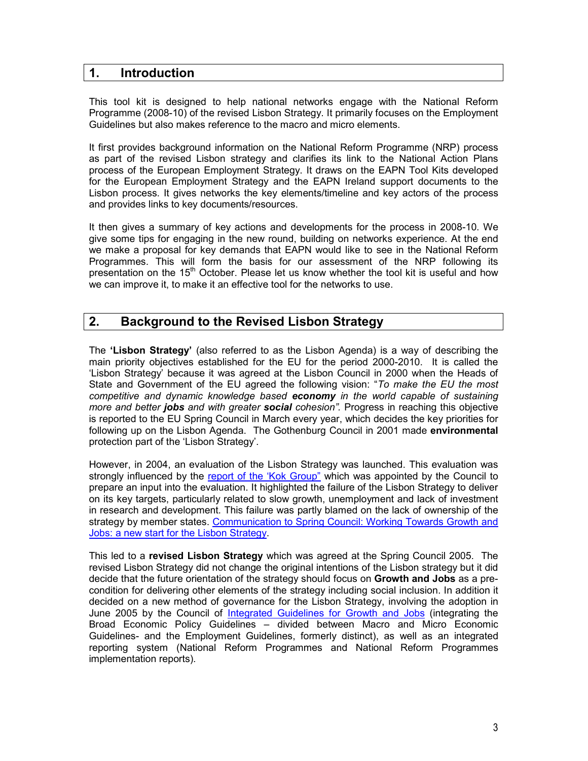## 1. Introduction

This tool kit is designed to help national networks engage with the National Reform Programme (2008-10) of the revised Lisbon Strategy. It primarily focuses on the Employment Guidelines but also makes reference to the macro and micro elements.

It first provides background information on the National Reform Programme (NRP) process as part of the revised Lisbon strategy and clarifies its link to the National Action Plans process of the European Employment Strategy. It draws on the EAPN Tool Kits developed for the European Employment Strategy and the EAPN Ireland support documents to the Lisbon process. It gives networks the key elements/timeline and key actors of the process and provides links to key documents/resources.

It then gives a summary of key actions and developments for the process in 2008-10. We give some tips for engaging in the new round, building on networks experience. At the end we make a proposal for key demands that EAPN would like to see in the National Reform Programmes. This will form the basis for our assessment of the NRP following its presentation on the 15th October. Please let us know whether the tool kit is useful and how we can improve it, to make it an effective tool for the networks to use.

## 2. Background to the Revised Lisbon Strategy

The **'Lisbon Strategy'** (also referred to as the Lisbon Agenda) is a way of describing the main priority objectives established for the EU for the period 2000-2010. It is called the 'Lisbon Strategy' because it was agreed at the Lisbon Council in 2000 when the Heads of State and Government of the EU agreed the following vision: "*To make the EU the most competitive and dynamic knowledge based **economy** in the world capable of sustaining more and better **jobs** and with greater **social** cohesion".* Progress in reaching this objective is reported to the EU Spring Council in March every year, which decides the key priorities for following up on the Lisbon Agenda. The Gothenburg Council in 2001 made **environmental** protection part of the 'Lisbon Strategy'.

However, in 2004, an evaluation of the Lisbon Strategy was launched. This evaluation was strongly influenced by the report of the 'Kok Group" which was appointed by the Council to prepare an input into the evaluation. It highlighted the failure of the Lisbon Strategy to deliver on its key targets, particularly related to slow growth, unemployment and lack of investment in research and development. This failure was partly blamed on the lack of ownership of the strategy by member states. Communication to Spring Council: Working Towards Growth and Jobs: a new start for the Lisbon Strategy.

This led to a **revised Lisbon Strategy** which was agreed at the Spring Council 2005. The revised Lisbon Strategy did not change the original intentions of the Lisbon strategy but it did decide that the future orientation of the strategy should focus on **Growth and Jobs** as a pre-condition for delivering other elements of the strategy including social inclusion. In addition it decided on a new method of governance for the Lisbon Strategy, involving the adoption in June 2005 by the Council of Integrated Guidelines for Growth and Jobs (integrating the Broad Economic Policy Guidelines – divided between Macro and Micro Economic Guidelines- and the Employment Guidelines, formerly distinct), as well as an integrated reporting system (National Reform Programmes and National Reform Programmes implementation reports).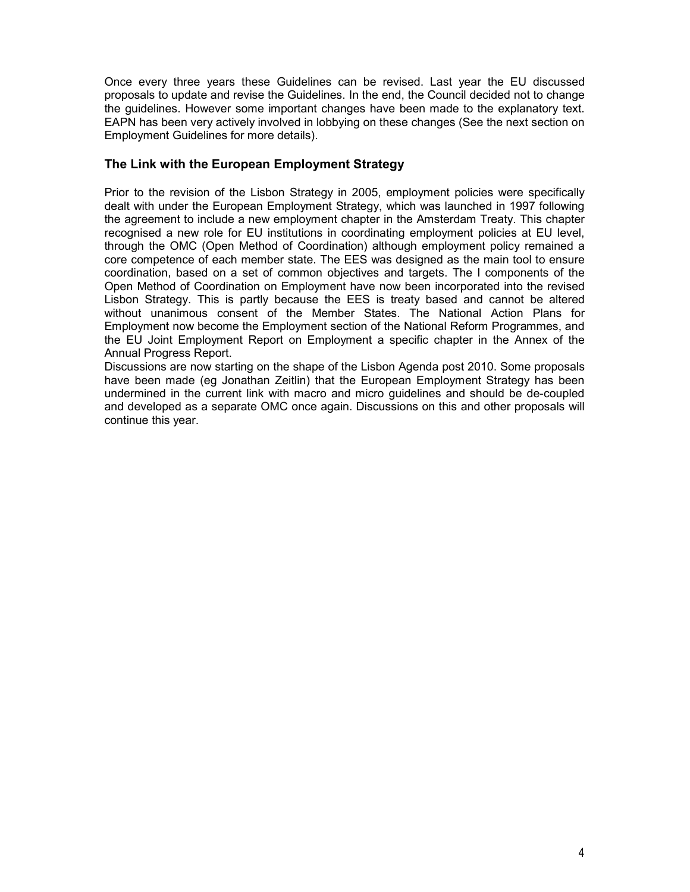Once every three years these Guidelines can be revised. Last year the EU discussed proposals to update and revise the Guidelines. In the end, the Council decided not to change the guidelines. However some important changes have been made to the explanatory text. EAPN has been very actively involved in lobbying on these changes (See the next section on Employment Guidelines for more details).

### The Link with the European Employment Strategy

Prior to the revision of the Lisbon Strategy in 2005, employment policies were specifically dealt with under the European Employment Strategy, which was launched in 1997 following the agreement to include a new employment chapter in the Amsterdam Treaty. This chapter recognised a new role for EU institutions in coordinating employment policies at EU level, through the OMC (Open Method of Coordination) although employment policy remained a core competence of each member state. The EES was designed as the main tool to ensure coordination, based on a set of common objectives and targets. The l components of the Open Method of Coordination on Employment have now been incorporated into the revised Lisbon Strategy. This is partly because the EES is treaty based and cannot be altered without unanimous consent of the Member States. The National Action Plans for Employment now become the Employment section of the National Reform Programmes, and the EU Joint Employment Report on Employment a specific chapter in the Annex of the Annual Progress Report.

Discussions are now starting on the shape of the Lisbon Agenda post 2010. Some proposals have been made (eg Jonathan Zeitlin) that the European Employment Strategy has been undermined in the current link with macro and micro guidelines and should be de-coupled and developed as a separate OMC once again. Discussions on this and other proposals will continue this year.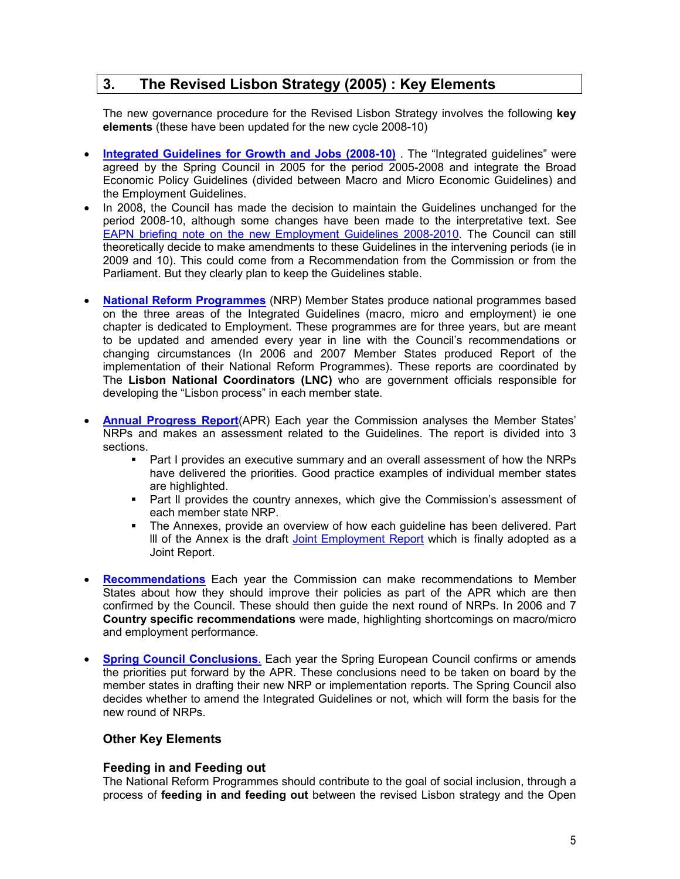## 3. The Revised Lisbon Strategy (2005) : Key Elements

The new governance procedure for the Revised Lisbon Strategy involves the following **key elements** (these have been updated for the new cycle 2008-10)

- **Integrated Guidelines for Growth and Jobs (2008-10)** . The "Integrated guidelines" were agreed by the Spring Council in 2005 for the period 2005-2008 and integrate the Broad Economic Policy Guidelines (divided between Macro and Micro Economic Guidelines) and the Employment Guidelines.
- In 2008, the Council has made the decision to maintain the Guidelines unchanged for the period 2008-10, although some changes have been made to the interpretative text. See EAPN briefing note on the new Employment Guidelines 2008-2010. The Council can still theoretically decide to make amendments to these Guidelines in the intervening periods (ie in 2009 and 10). This could come from a Recommendation from the Commission or from the Parliament. But they clearly plan to keep the Guidelines stable.

- **National Reform Programmes** (NRP) Member States produce national programmes based on the three areas of the Integrated Guidelines (macro, micro and employment) ie one chapter is dedicated to Employment. These programmes are for three years, but are meant to be updated and amended every year in line with the Council's recommendations or changing circumstances (In 2006 and 2007 Member States produced Report of the implementation of their National Reform Programmes). These reports are coordinated by The **Lisbon National Coordinators (LNC)** who are government officials responsible for developing the "Lisbon process" in each member state.

- **Annual Progress Report**(APR) Each year the Commission analyses the Member States' NRPs and makes an assessment related to the Guidelines. The report is divided into 3 sections.
  - Part I provides an executive summary and an overall assessment of how the NRPs have delivered the priorities. Good practice examples of individual member states are highlighted.
  - Part II provides the country annexes, which give the Commission's assessment of each member state NRP.
  - The Annexes, provide an overview of how each guideline has been delivered. Part III of the Annex is the draft Joint Employment Report which is finally adopted as a Joint Report.

- **Recommendations** Each year the Commission can make recommendations to Member States about how they should improve their policies as part of the APR which are then confirmed by the Council. These should then guide the next round of NRPs. In 2006 and 7 **Country specific recommendations** were made, highlighting shortcomings on macro/micro and employment performance.

- **Spring Council Conclusions**. Each year the Spring European Council confirms or amends the priorities put forward by the APR. These conclusions need to be taken on board by the member states in drafting their new NRP or implementation reports. The Spring Council also decides whether to amend the Integrated Guidelines or not, which will form the basis for the new round of NRPs.

### Other Key Elements

#### Feeding in and Feeding out

The National Reform Programmes should contribute to the goal of social inclusion, through a process of **feeding in and feeding out** between the revised Lisbon strategy and the Open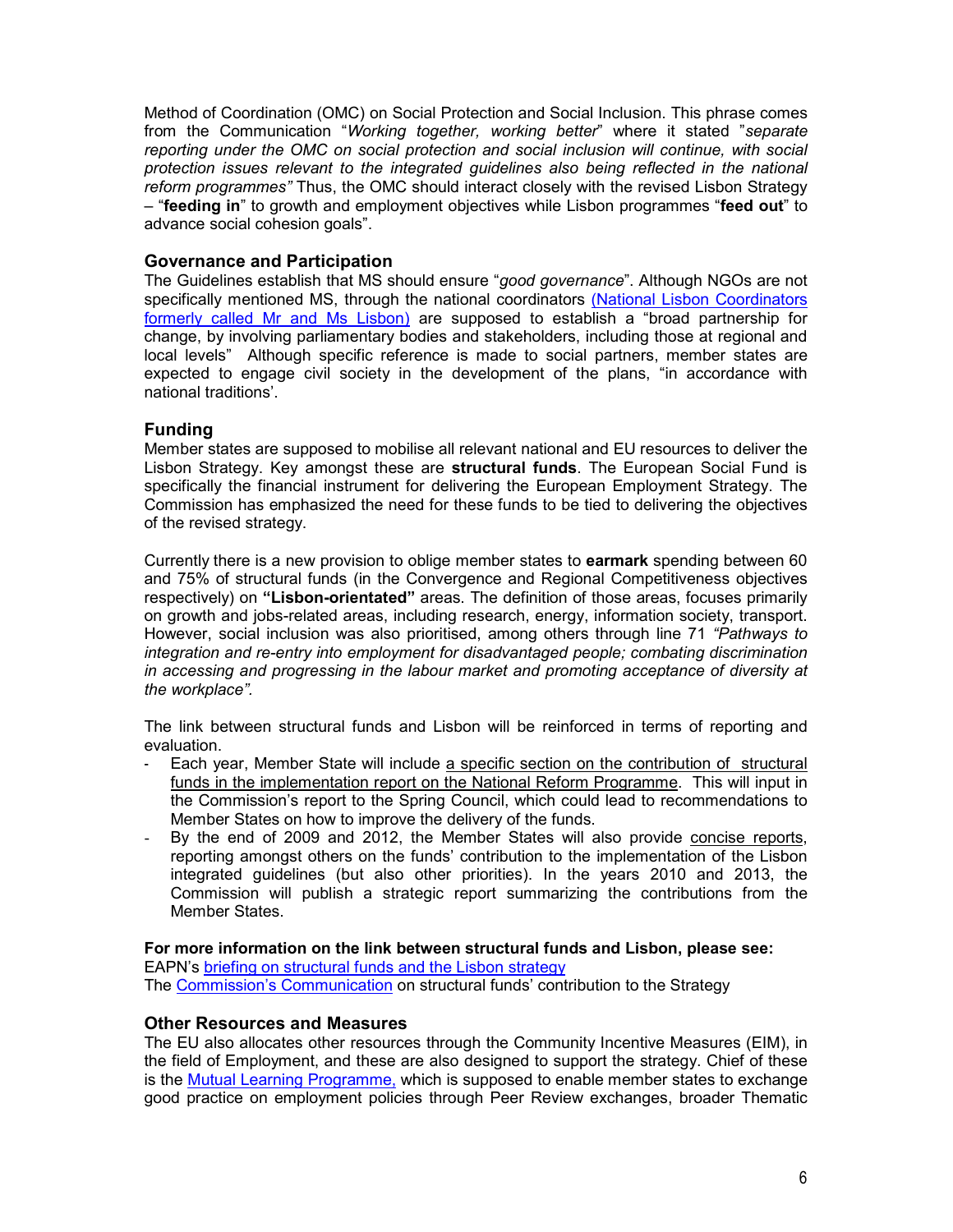Method of Coordination (OMC) on Social Protection and Social Inclusion. This phrase comes from the Communication "*Working together, working better*" where it stated "*separate reporting under the OMC on social protection and social inclusion will continue, with social protection issues relevant to the integrated guidelines also being reflected in the national reform programmes"* Thus, the OMC should interact closely with the revised Lisbon Strategy – "**feeding in**" to growth and employment objectives while Lisbon programmes "**feed out**" to advance social cohesion goals".

### Governance and Participation

The Guidelines establish that MS should ensure "*good governance*". Although NGOs are not specifically mentioned MS, through the national coordinators (National Lisbon Coordinators formerly called Mr and Ms Lisbon) are supposed to establish a "broad partnership for change, by involving parliamentary bodies and stakeholders, including those at regional and local levels" Although specific reference is made to social partners, member states are expected to engage civil society in the development of the plans, "in accordance with national traditions'.

### Funding

Member states are supposed to mobilise all relevant national and EU resources to deliver the Lisbon Strategy. Key amongst these are **structural funds**. The European Social Fund is specifically the financial instrument for delivering the European Employment Strategy. The Commission has emphasized the need for these funds to be tied to delivering the objectives of the revised strategy.

Currently there is a new provision to oblige member states to **earmark** spending between 60 and 75% of structural funds (in the Convergence and Regional Competitiveness objectives respectively) on **"Lisbon-orientated"** areas. The definition of those areas, focuses primarily on growth and jobs-related areas, including research, energy, information society, transport. However, social inclusion was also prioritised, among others through line 71 *"Pathways to integration and re-entry into employment for disadvantaged people; combating discrimination in accessing and progressing in the labour market and promoting acceptance of diversity at the workplace".*

The link between structural funds and Lisbon will be reinforced in terms of reporting and evaluation.

- Each year, Member State will include a specific section on the contribution of structural funds in the implementation report on the National Reform Programme. This will input in the Commission's report to the Spring Council, which could lead to recommendations to Member States on how to improve the delivery of the funds.
- By the end of 2009 and 2012, the Member States will also provide concise reports, reporting amongst others on the funds' contribution to the implementation of the Lisbon integrated guidelines (but also other priorities). In the years 2010 and 2013, the Commission will publish a strategic report summarizing the contributions from the Member States.

**For more information on the link between structural funds and Lisbon, please see:**
EAPN's briefing on structural funds and the Lisbon strategy
The Commission's Communication on structural funds' contribution to the Strategy

### Other Resources and Measures

The EU also allocates other resources through the Community Incentive Measures (EIM), in the field of Employment, and these are also designed to support the strategy. Chief of these is the Mutual Learning Programme, which is supposed to enable member states to exchange good practice on employment policies through Peer Review exchanges, broader Thematic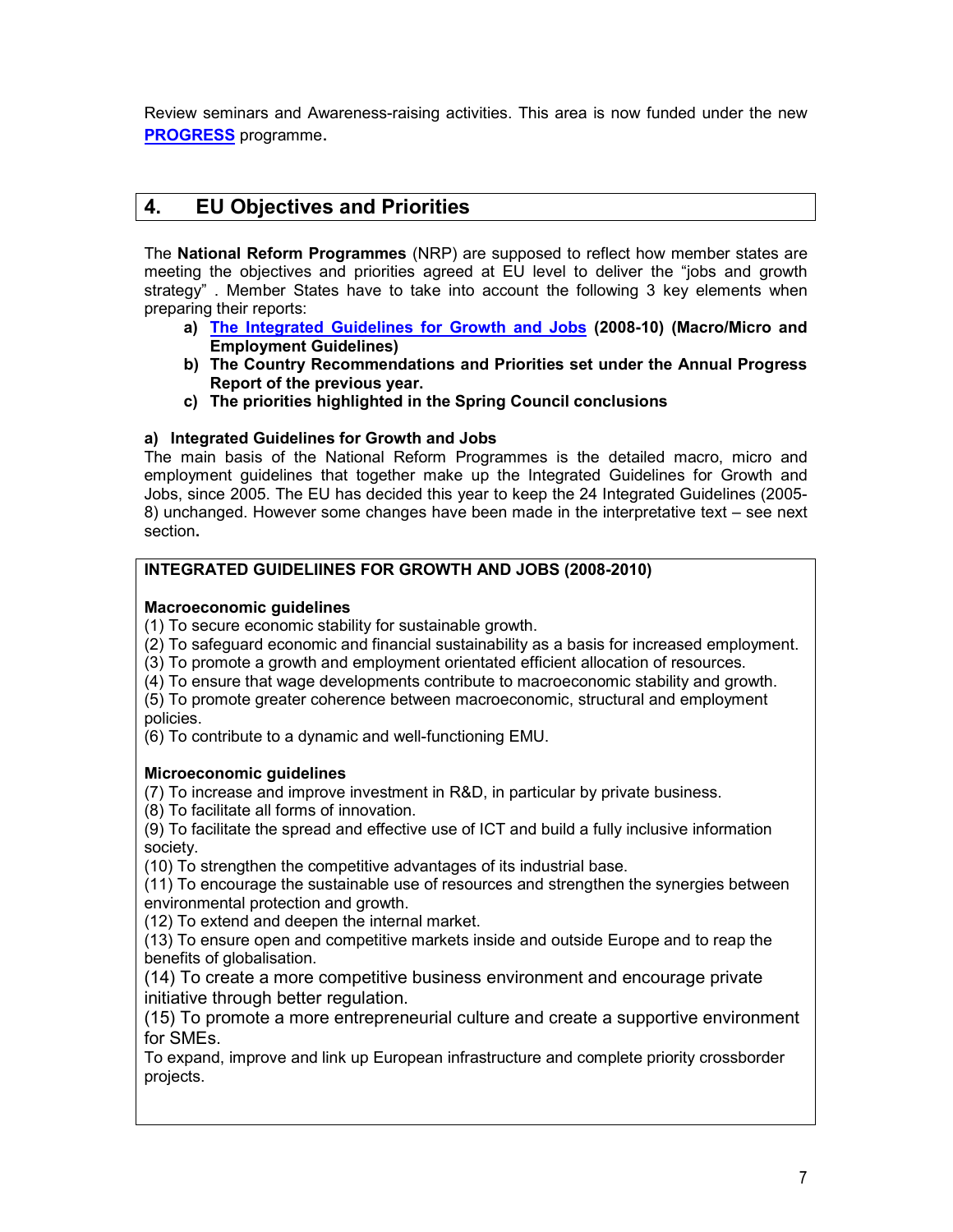Review seminars and Awareness-raising activities. This area is now funded under the new **PROGRESS** programme.

## 4. EU Objectives and Priorities

The **National Reform Programmes** (NRP) are supposed to reflect how member states are meeting the objectives and priorities agreed at EU level to deliver the "jobs and growth strategy" . Member States have to take into account the following 3 key elements when preparing their reports:

- **a) The Integrated Guidelines for Growth and Jobs (2008-10) (Macro/Micro and Employment Guidelines)**
- **b) The Country Recommendations and Priorities set under the Annual Progress Report of the previous year.**
- **c) The priorities highlighted in the Spring Council conclusions**

**a) Integrated Guidelines for Growth and Jobs**

The main basis of the National Reform Programmes is the detailed macro, micro and employment guidelines that together make up the Integrated Guidelines for Growth and Jobs, since 2005. The EU has decided this year to keep the 24 Integrated Guidelines (2005-8) unchanged. However some changes have been made in the interpretative text – see next section**.**

**INTEGRATED GUIDELIINES FOR GROWTH AND JOBS (2008-2010)**

**Macroeconomic guidelines**

(1) To secure economic stability for sustainable growth.
(2) To safeguard economic and financial sustainability as a basis for increased employment.
(3) To promote a growth and employment orientated efficient allocation of resources.
(4) To ensure that wage developments contribute to macroeconomic stability and growth.
(5) To promote greater coherence between macroeconomic, structural and employment policies.
(6) To contribute to a dynamic and well-functioning EMU.

**Microeconomic guidelines**

(7) To increase and improve investment in R&D, in particular by private business.
(8) To facilitate all forms of innovation.
(9) To facilitate the spread and effective use of ICT and build a fully inclusive information society.
(10) To strengthen the competitive advantages of its industrial base.
(11) To encourage the sustainable use of resources and strengthen the synergies between environmental protection and growth.
(12) To extend and deepen the internal market.
(13) To ensure open and competitive markets inside and outside Europe and to reap the benefits of globalisation.
(14) To create a more competitive business environment and encourage private initiative through better regulation.
(15) To promote a more entrepreneurial culture and create a supportive environment for SMEs.
To expand, improve and link up European infrastructure and complete priority crossborder projects.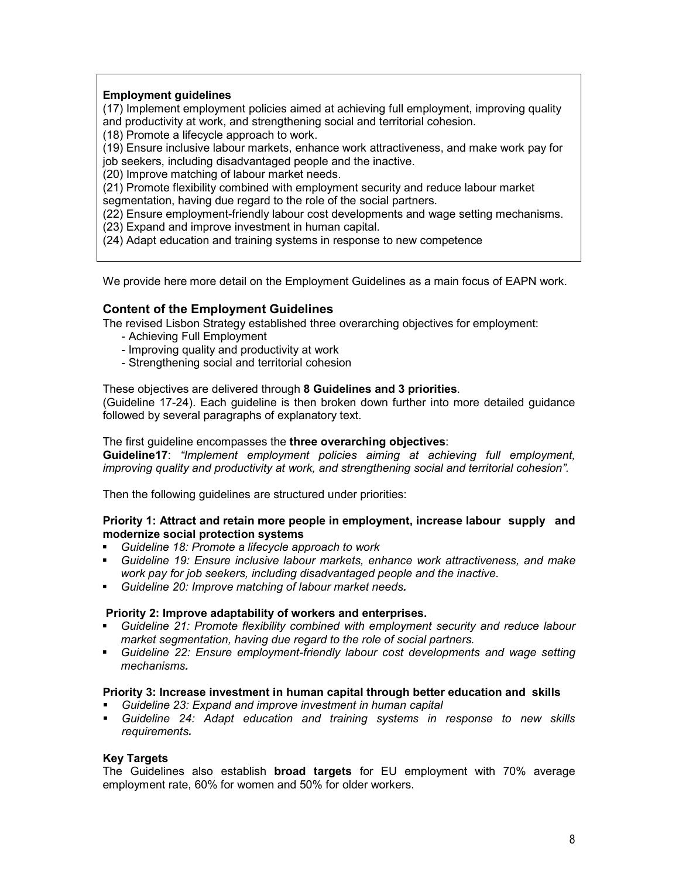**Employment guidelines**

(17) Implement employment policies aimed at achieving full employment, improving quality and productivity at work, and strengthening social and territorial cohesion.
(18) Promote a lifecycle approach to work.
(19) Ensure inclusive labour markets, enhance work attractiveness, and make work pay for job seekers, including disadvantaged people and the inactive.
(20) Improve matching of labour market needs.
(21) Promote flexibility combined with employment security and reduce labour market segmentation, having due regard to the role of the social partners.
(22) Ensure employment-friendly labour cost developments and wage setting mechanisms.
(23) Expand and improve investment in human capital.
(24) Adapt education and training systems in response to new competence

We provide here more detail on the Employment Guidelines as a main focus of EAPN work.

## Content of the Employment Guidelines

The revised Lisbon Strategy established three overarching objectives for employment:

- Achieving Full Employment
- Improving quality and productivity at work
- Strengthening social and territorial cohesion

These objectives are delivered through **8 Guidelines and 3 priorities**.
(Guideline 17-24). Each guideline is then broken down further into more detailed guidance followed by several paragraphs of explanatory text.

The first guideline encompasses the **three overarching objectives**:
**Guideline17**: *"Implement employment policies aiming at achieving full employment, improving quality and productivity at work, and strengthening social and territorial cohesion".*

Then the following guidelines are structured under priorities:

**Priority 1: Attract and retain more people in employment, increase labour supply and modernize social protection systems**

- *Guideline 18: Promote a lifecycle approach to work*
- *Guideline 19: Ensure inclusive labour markets, enhance work attractiveness, and make work pay for job seekers, including disadvantaged people and the inactive.*
- *Guideline 20: Improve matching of labour market needs.*

**Priority 2: Improve adaptability of workers and enterprises.**

- *Guideline 21: Promote flexibility combined with employment security and reduce labour market segmentation, having due regard to the role of social partners.*
- *Guideline 22: Ensure employment-friendly labour cost developments and wage setting mechanisms.*

**Priority 3: Increase investment in human capital through better education and skills**

- *Guideline 23: Expand and improve investment in human capital*
- *Guideline 24: Adapt education and training systems in response to new skills requirements.*

**Key Targets**

The Guidelines also establish **broad targets** for EU employment with 70% average employment rate, 60% for women and 50% for older workers.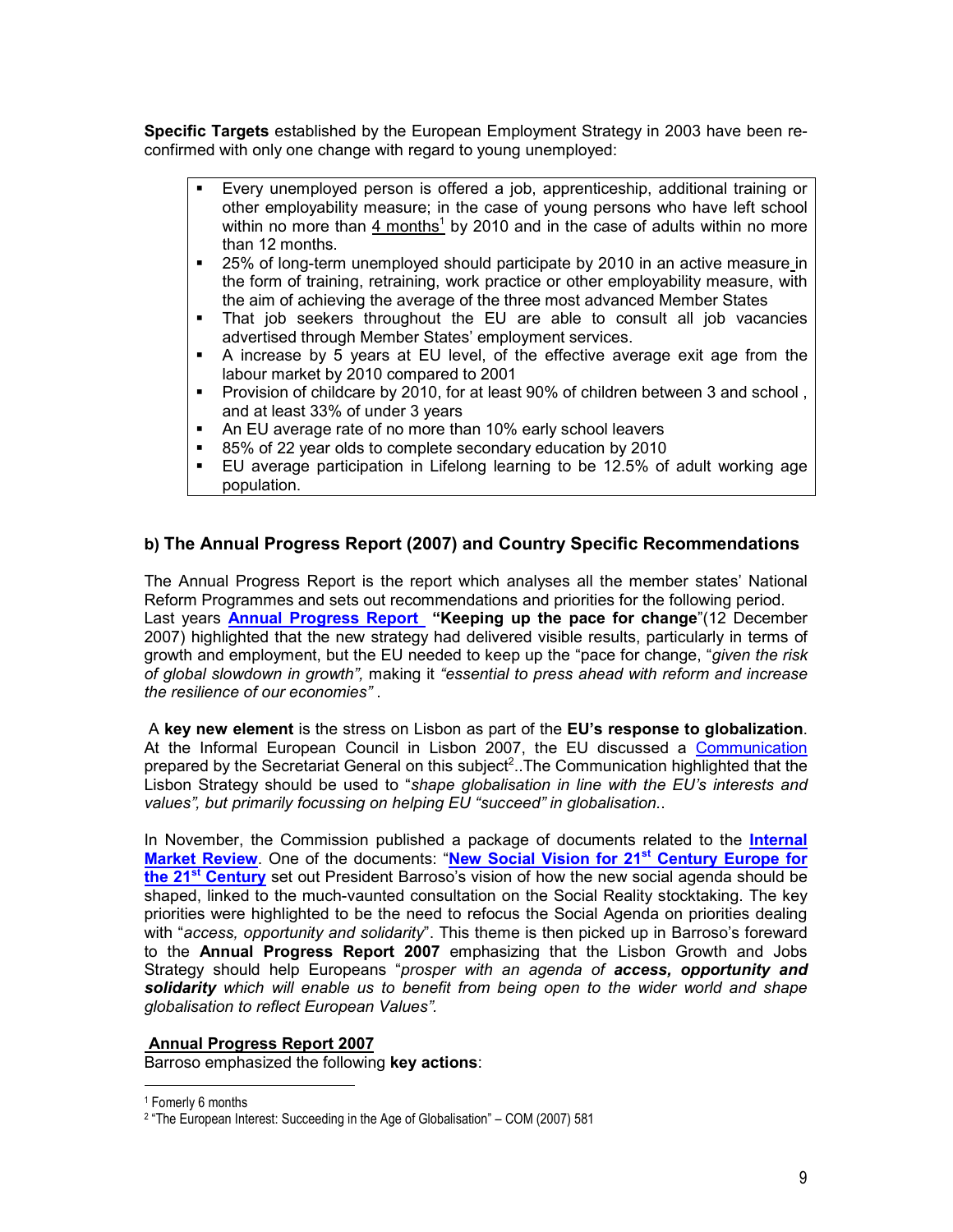**Specific Targets** established by the European Employment Strategy in 2003 have been re-confirmed with only one change with regard to young unemployed:

- Every unemployed person is offered a job, apprenticeship, additional training or other employability measure; in the case of young persons who have left school within no more than 4 months[1] by 2010 and in the case of adults within no more than 12 months.
- 25% of long-term unemployed should participate by 2010 in an active measure in the form of training, retraining, work practice or other employability measure, with the aim of achieving the average of the three most advanced Member States
- That job seekers throughout the EU are able to consult all job vacancies advertised through Member States' employment services.
- A increase by 5 years at EU level, of the effective average exit age from the labour market by 2010 compared to 2001
- Provision of childcare by 2010, for at least 90% of children between 3 and school , and at least 33% of under 3 years
- An EU average rate of no more than 10% early school leavers
- 85% of 22 year olds to complete secondary education by 2010
- EU average participation in Lifelong learning to be 12.5% of adult working age population.

## b) The Annual Progress Report (2007) and Country Specific Recommendations

The Annual Progress Report is the report which analyses all the member states' National Reform Programmes and sets out recommendations and priorities for the following period. Last years **Annual Progress Report** **"Keeping up the pace for change**"(12 December 2007) highlighted that the new strategy had delivered visible results, particularly in terms of growth and employment, but the EU needed to keep up the "pace for change, "*given the risk of global slowdown in growth",* making it *"essential to press ahead with reform and increase the resilience of our economies"* .

A **key new element** is the stress on Lisbon as part of the **EU's response to globalization**. At the Informal European Council in Lisbon 2007, the EU discussed a Communication prepared by the Secretarial General on this subject[2]..The Communication highlighted that the Lisbon Strategy should be used to "*shape globalisation in line with the EU's interests and values", but primarily focussing on helping EU "succeed" in globalisation.*.

In November, the Commission published a package of documents related to the **Internal Market Review**. One of the documents: "**New Social Vision for 21st Century Europe for the 21st Century** set out President Barroso's vision of how the new social agenda should be shaped, linked to the much-vaunted consultation on the Social Reality stocktaking. The key priorities were highlighted to be the need to refocus the Social Agenda on priorities dealing with "*access, opportunity and solidarity*". This theme is then picked up in Barroso's foreward to the **Annual Progress Report 2007** emphasizing that the Lisbon Growth and Jobs Strategy should help Europeans "*prosper with an agenda of* ***access, opportunity and solidarity*** *which will enable us to benefit from being open to the wider world and shape globalisation to reflect European Values".*

**Annual Progress Report 2007**

Barroso emphasized the following **key actions**:

---

[1] Fomerly 6 months

[2] "The European Interest: Succeeding in the Age of Globalisation" – COM (2007) 581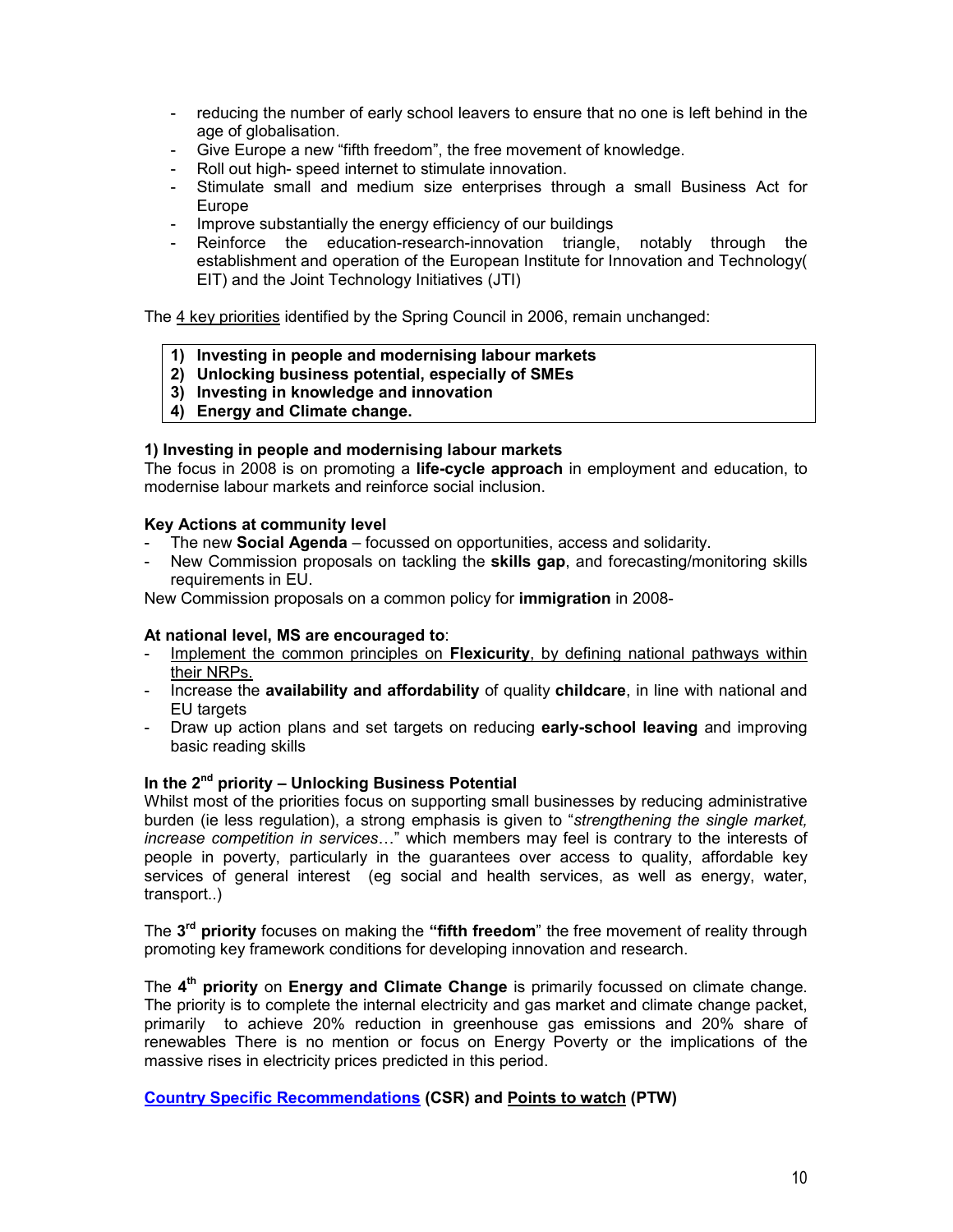- reducing the number of early school leavers to ensure that no one is left behind in the age of globalisation.
- Give Europe a new "fifth freedom", the free movement of knowledge.
- Roll out high- speed internet to stimulate innovation.
- Stimulate small and medium size enterprises through a small Business Act for Europe
- Improve substantially the energy efficiency of our buildings
- Reinforce the education-research-innovation triangle, notably through the establishment and operation of the European Institute for Innovation and Technology( EIT) and the Joint Technology Initiatives (JTI)

The 4 key priorities identified by the Spring Council in 2006, remain unchanged:

**1) Investing in people and modernising labour markets**
**2) Unlocking business potential, especially of SMEs**
**3) Investing in knowledge and innovation**
**4) Energy and Climate change.**

**1) Investing in people and modernising labour markets**
The focus in 2008 is on promoting a **life-cycle approach** in employment and education, to modernise labour markets and reinforce social inclusion.

**Key Actions at community level**
- The new **Social Agenda** – focussed on opportunities, access and solidarity.
- New Commission proposals on tackling the **skills gap**, and forecasting/monitoring skills requirements in EU.

New Commission proposals on a common policy for **immigration** in 2008-

**At national level, MS are encouraged to**:
- Implement the common principles on **Flexicurity**, by defining national pathways within their NRPs.
- Increase the **availability and affordability** of quality **childcare**, in line with national and EU targets
- Draw up action plans and set targets on reducing **early-school leaving** and improving basic reading skills

**In the 2nd priority – Unlocking Business Potential**
Whilst most of the priorities focus on supporting small businesses by reducing administrative burden (ie less regulation), a strong emphasis is given to "*strengthening the single market, increase competition in services*…" which members may feel is contrary to the interests of people in poverty, particularly in the guarantees over access to quality, affordable key services of general interest (eg social and health services, as well as energy, water, transport..)

The **3rd priority** focuses on making the **"fifth freedom**" the free movement of reality through promoting key framework conditions for developing innovation and research.

The **4th priority** on **Energy and Climate Change** is primarily focussed on climate change. The priority is to complete the internal electricity and gas market and climate change packet, primarily to achieve 20% reduction in greenhouse gas emissions and 20% share of renewables There is no mention or focus on Energy Poverty or the implications of the massive rises in electricity prices predicted in this period.

**Country Specific Recommendations (CSR) and Points to watch (PTW)**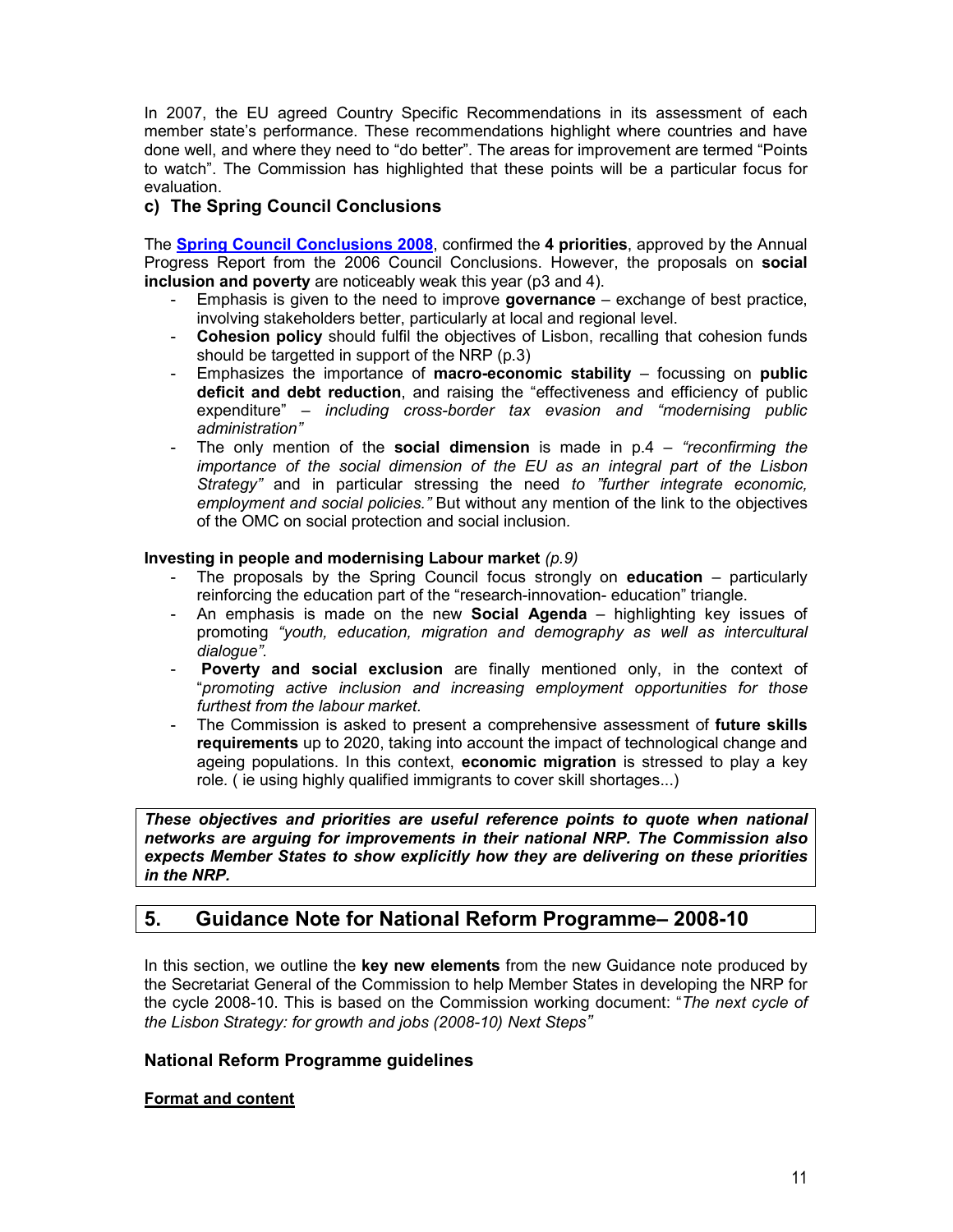In 2007, the EU agreed Country Specific Recommendations in its assessment of each member state's performance. These recommendations highlight where countries and have done well, and where they need to "do better". The areas for improvement are termed "Points to watch". The Commission has highlighted that these points will be a particular focus for evaluation.

### c) The Spring Council Conclusions

The **Spring Council Conclusions 2008**, confirmed the **4 priorities**, approved by the Annual Progress Report from the 2006 Council Conclusions. However, the proposals on **social inclusion and poverty** are noticeably weak this year (p3 and 4).

- Emphasis is given to the need to improve **governance** – exchange of best practice, involving stakeholders better, particularly at local and regional level.
- **Cohesion policy** should fulfil the objectives of Lisbon, recalling that cohesion funds should be targetted in support of the NRP (p.3)
- Emphasizes the importance of **macro-economic stability** – focussing on **public deficit and debt reduction**, and raising the "effectiveness and efficiency of public expenditure" – *including cross-border tax evasion and "modernising public administration"*
- The only mention of the **social dimension** is made in p.4 – *"reconfirming the importance of the social dimension of the EU as an integral part of the Lisbon Strategy"* and in particular stressing the need *to "further integrate economic, employment and social policies."* But without any mention of the link to the objectives of the OMC on social protection and social inclusion.

**Investing in people and modernising Labour market** *(p.9)*

- The proposals by the Spring Council focus strongly on **education** – particularly reinforcing the education part of the "research-innovation- education" triangle.
- An emphasis is made on the new **Social Agenda** – highlighting key issues of promoting *"youth, education, migration and demography as well as intercultural dialogue".*
- **Poverty and social exclusion** are finally mentioned only, in the context of "*promoting active inclusion and increasing employment opportunities for those furthest from the labour market.*
- The Commission is asked to present a comprehensive assessment of **future skills requirements** up to 2020, taking into account the impact of technological change and ageing populations. In this context, **economic migration** is stressed to play a key role. ( ie using highly qualified immigrants to cover skill shortages...)

***These objectives and priorities are useful reference points to quote when national networks are arguing for improvements in their national NRP. The Commission also expects Member States to show explicitly how they are delivering on these priorities in the NRP.***

## 5. Guidance Note for National Reform Programme– 2008-10

In this section, we outline the **key new elements** from the new Guidance note produced by the Secretariat General of the Commission to help Member States in developing the NRP for the cycle 2008-10. This is based on the Commission working document: "*The next cycle of the Lisbon Strategy: for growth and jobs (2008-10) Next Steps"*

### National Reform Programme guidelines

**Format and content**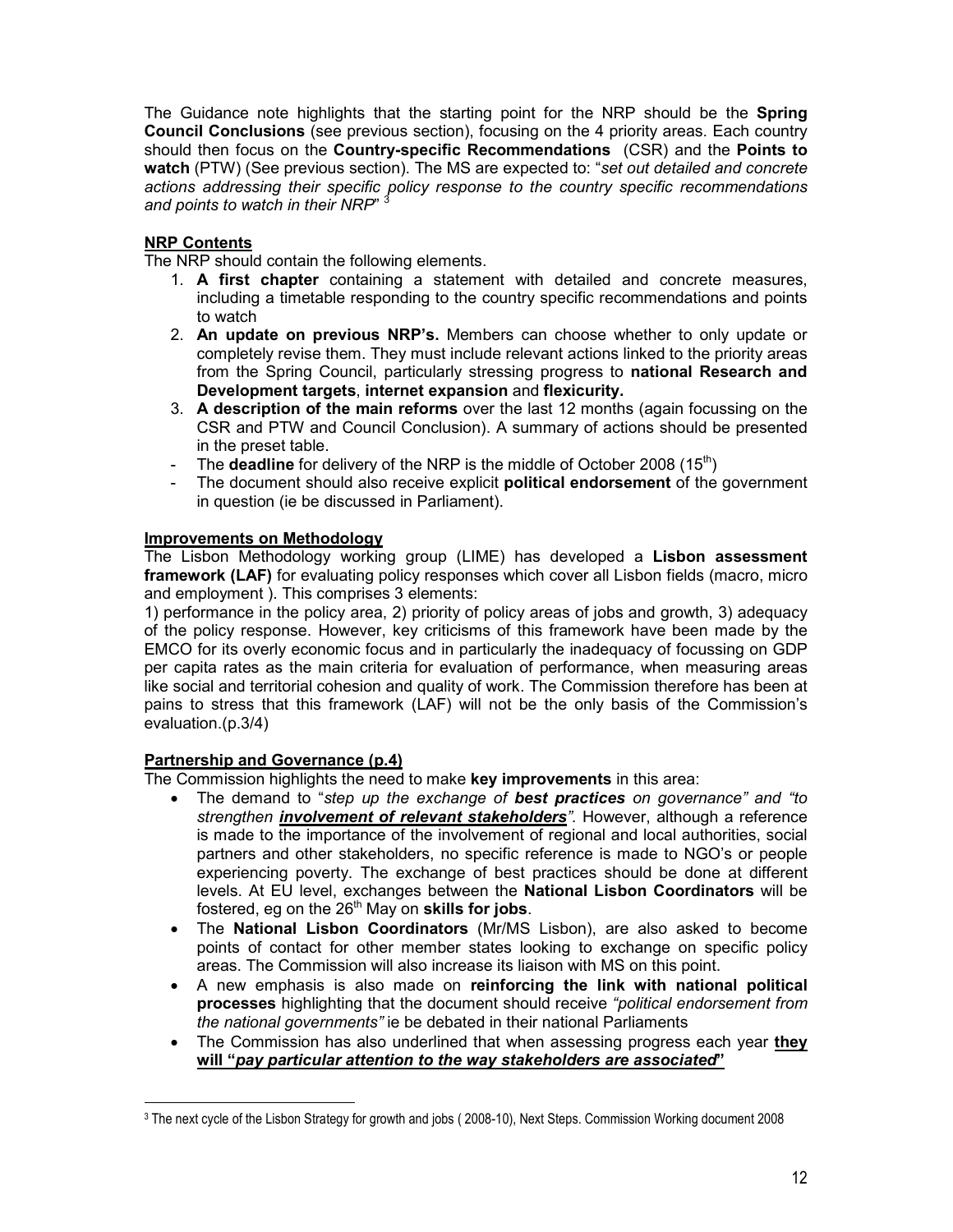The Guidance note highlights that the starting point for the NRP should be the **Spring Council Conclusions** (see previous section), focusing on the 4 priority areas. Each country should then focus on the **Country-specific Recommendations** (CSR) and the **Points to watch** (PTW) (See previous section). The MS are expected to: "*set out detailed and concrete actions addressing their specific policy response to the country specific recommendations and points to watch in their NRP*" [3]

**NRP Contents**

The NRP should contain the following elements.

1. **A first chapter** containing a statement with detailed and concrete measures, including a timetable responding to the country specific recommendations and points to watch
2. **An update on previous NRP's.** Members can choose whether to only update or completely revise them. They must include relevant actions linked to the priority areas from the Spring Council, particularly stressing progress to **national Research and Development targets**, **internet expansion** and **flexicurity.**
3. **A description of the main reforms** over the last 12 months (again focussing on the CSR and PTW and Council Conclusion). A summary of actions should be presented in the preset table.

- The **deadline** for delivery of the NRP is the middle of October 2008 (15th)
- The document should also receive explicit **political endorsement** of the government in question (ie be discussed in Parliament).

**Improvements on Methodology**

The Lisbon Methodology working group (LIME) has developed a **Lisbon assessment framework (LAF)** for evaluating policy responses which cover all Lisbon fields (macro, micro and employment ). This comprises 3 elements:

1) performance in the policy area, 2) priority of policy areas of jobs and growth, 3) adequacy of the policy response. However, key criticisms of this framework have been made by the EMCO for its overly economic focus and in particularly the inadequacy of focussing on GDP per capita rates as the main criteria for evaluation of performance, when measuring areas like social and territorial cohesion and quality of work. The Commission therefore has been at pains to stress that this framework (LAF) will not be the only basis of the Commission's evaluation.(p.3/4)

**Partnership and Governance (p.4)**

The Commission highlights the need to make **key improvements** in this area:

- The demand to "*step up the exchange of* ***best practices*** *on governance" and "to strengthen* ***involvement of relevant stakeholders****".* However, although a reference is made to the importance of the involvement of regional and local authorities, social partners and other stakeholders, no specific reference is made to NGO's or people experiencing poverty. The exchange of best practices should be done at different levels. At EU level, exchanges between the **National Lisbon Coordinators** will be fostered, eg on the 26th May on **skills for jobs**.
- The **National Lisbon Coordinators** (Mr/MS Lisbon), are also asked to become points of contact for other member states looking to exchange on specific policy areas. The Commission will also increase its liaison with MS on this point.
- A new emphasis is also made on **reinforcing the link with national political processes** highlighting that the document should receive *"political endorsement from the national governments"* ie be debated in their national Parliaments
- The Commission has also underlined that when assessing progress each year **they will "*pay particular attention to the way stakeholders are associated*"**

---

[3] The next cycle of the Lisbon Strategy for growth and jobs ( 2008-10), Next Steps. Commission Working document 2008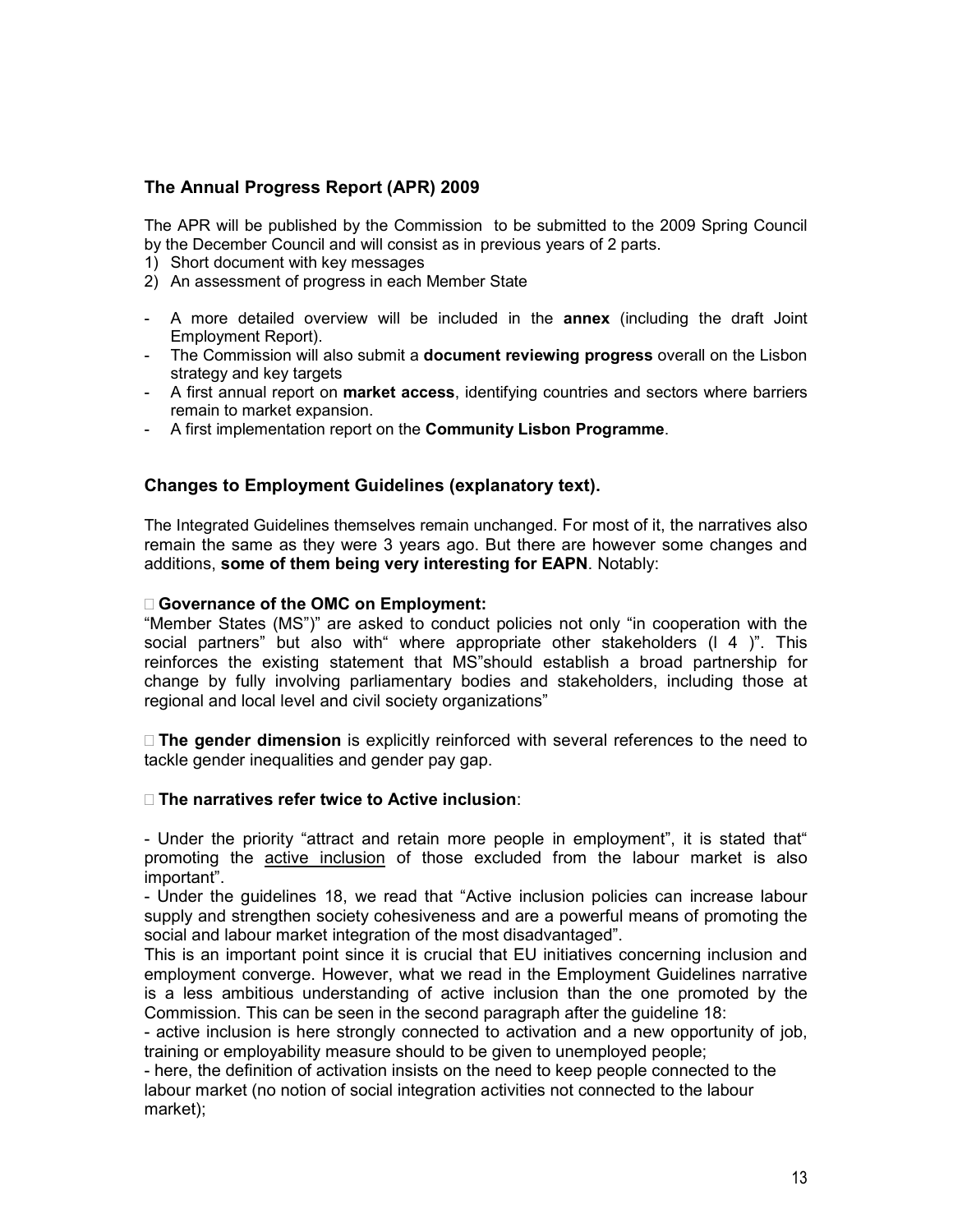### The Annual Progress Report (APR) 2009

The APR will be published by the Commission to be submitted to the 2009 Spring Council by the December Council and will consist as in previous years of 2 parts.

1) Short document with key messages
2) An assessment of progress in each Member State

- A more detailed overview will be included in the **annex** (including the draft Joint Employment Report).
- The Commission will also submit a **document reviewing progress** overall on the Lisbon strategy and key targets
- A first annual report on **market access**, identifying countries and sectors where barriers remain to market expansion.
- A first implementation report on the **Community Lisbon Programme**.

### Changes to Employment Guidelines (explanatory text).

The Integrated Guidelines themselves remain unchanged. For most of it, the narratives also remain the same as they were 3 years ago. But there are however some changes and additions, **some of them being very interesting for EAPN**. Notably:

 **Governance of the OMC on Employment:**
"Member States (MS")" are asked to conduct policies not only "in cooperation with the social partners" but also with" where appropriate other stakeholders (l 4 )". This reinforces the existing statement that MS"should establish a broad partnership for change by fully involving parliamentary bodies and stakeholders, including those at regional and local level and civil society organizations"

 **The gender dimension** is explicitly reinforced with several references to the need to tackle gender inequalities and gender pay gap.

 **The narratives refer twice to Active inclusion**:

- Under the priority "attract and retain more people in employment", it is stated that" promoting the <u>active inclusion</u> of those excluded from the labour market is also important".
- Under the guidelines 18, we read that "Active inclusion policies can increase labour supply and strengthen society cohesiveness and are a powerful means of promoting the social and labour market integration of the most disadvantaged".

This is an important point since it is crucial that EU initiatives concerning inclusion and employment converge. However, what we read in the Employment Guidelines narrative is a less ambitious understanding of active inclusion than the one promoted by the Commission. This can be seen in the second paragraph after the guideline 18:

- active inclusion is here strongly connected to activation and a new opportunity of job, training or employability measure should to be given to unemployed people;
- here, the definition of activation insists on the need to keep people connected to the labour market (no notion of social integration activities not connected to the labour market);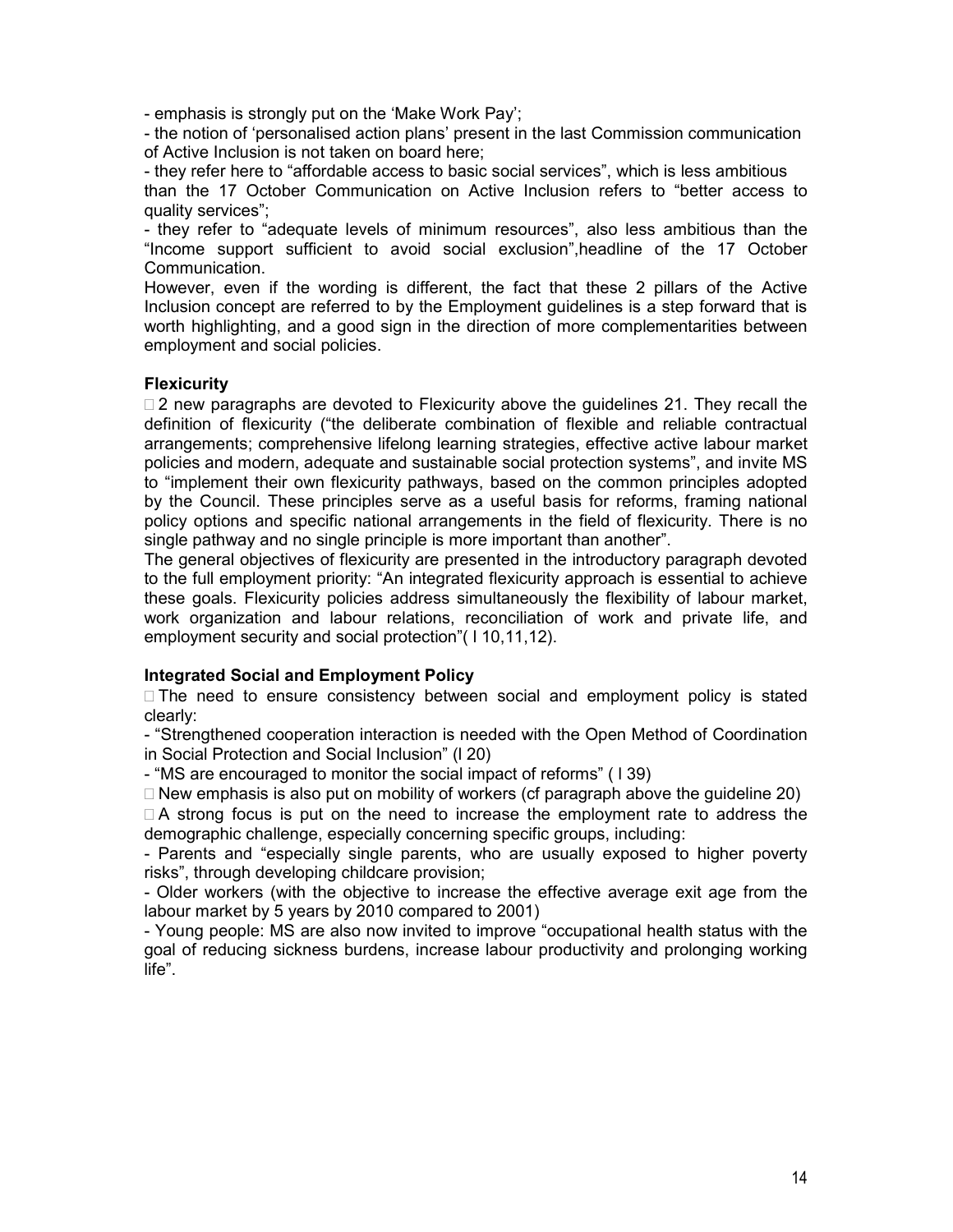- emphasis is strongly put on the 'Make Work Pay';
- the notion of 'personalised action plans' present in the last Commission communication of Active Inclusion is not taken on board here;
- they refer here to "affordable access to basic social services", which is less ambitious than the 17 October Communication on Active Inclusion refers to "better access to quality services";
- they refer to "adequate levels of minimum resources", also less ambitious than the "Income support sufficient to avoid social exclusion",headline of the 17 October Communication.

However, even if the wording is different, the fact that these 2 pillars of the Active Inclusion concept are referred to by the Employment guidelines is a step forward that is worth highlighting, and a good sign in the direction of more complementarities between employment and social policies.

**Flexicurity**

 2 new paragraphs are devoted to Flexicurity above the guidelines 21. They recall the definition of flexicurity ("the deliberate combination of flexible and reliable contractual arrangements; comprehensive lifelong learning strategies, effective active labour market policies and modern, adequate and sustainable social protection systems", and invite MS to "implement their own flexicurity pathways, based on the common principles adopted by the Council. These principles serve as a useful basis for reforms, framing national policy options and specific national arrangements in the field of flexicurity. There is no single pathway and no single principle is more important than another".

The general objectives of flexicurity are presented in the introductory paragraph devoted to the full employment priority: "An integrated flexicurity approach is essential to achieve these goals. Flexicurity policies address simultaneously the flexibility of labour market, work organization and labour relations, reconciliation of work and private life, and employment security and social protection"( l 10,11,12).

**Integrated Social and Employment Policy**

 The need to ensure consistency between social and employment policy is stated clearly:

- "Strengthened cooperation interaction is needed with the Open Method of Coordination in Social Protection and Social Inclusion" (l 20)
- "MS are encouraged to monitor the social impact of reforms" ( l 39)

 New emphasis is also put on mobility of workers (cf paragraph above the guideline 20)

 A strong focus is put on the need to increase the employment rate to address the demographic challenge, especially concerning specific groups, including:

- Parents and "especially single parents, who are usually exposed to higher poverty risks", through developing childcare provision;
- Older workers (with the objective to increase the effective average exit age from the labour market by 5 years by 2010 compared to 2001)
- Young people: MS are also now invited to improve "occupational health status with the goal of reducing sickness burdens, increase labour productivity and prolonging working life".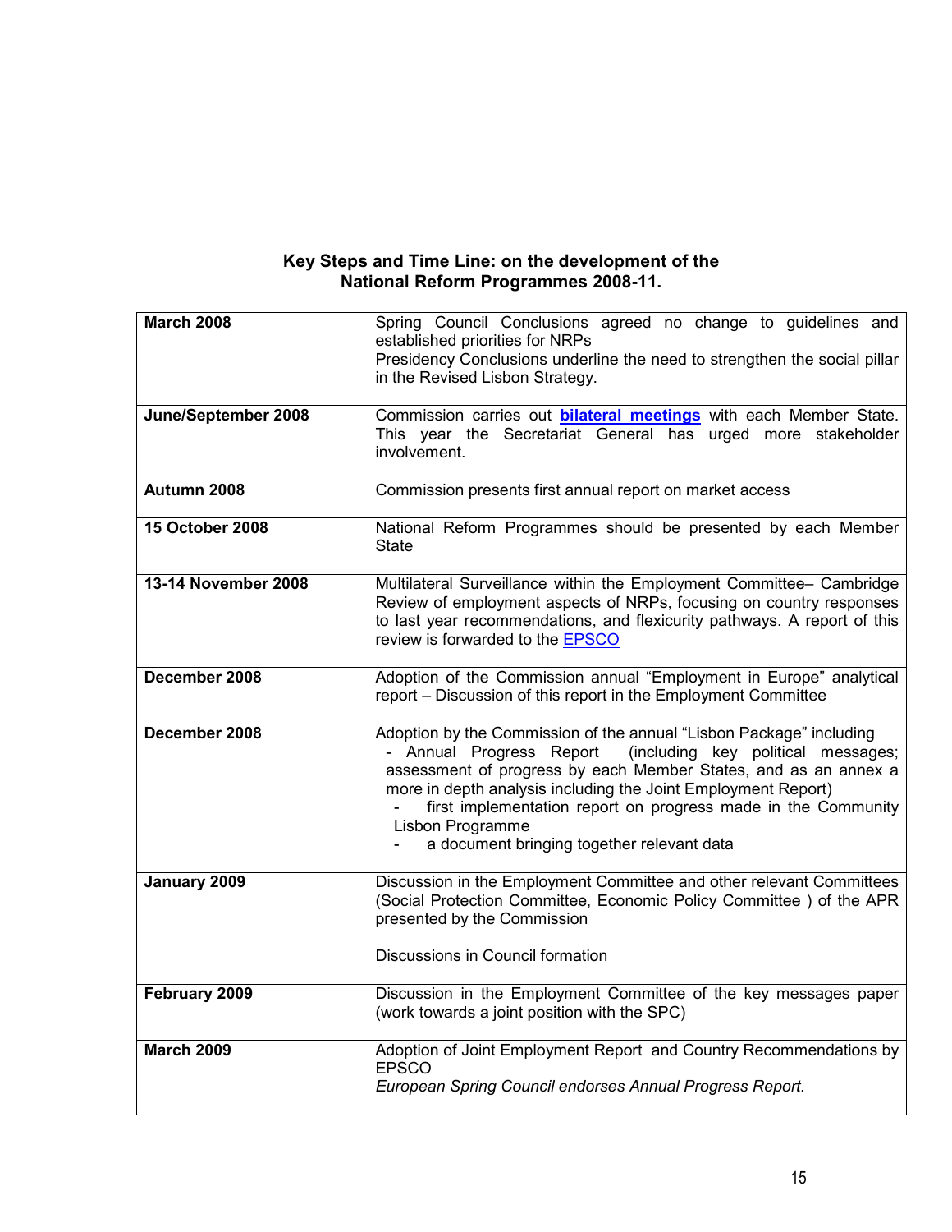**Key Steps and Time Line: on the development of the National Reform Programmes 2008-11.**

| | |
|---|---|
| **March 2008** | Spring Council Conclusions agreed no change to guidelines and established priorities for NRPs<br>Presidency Conclusions underline the need to strengthen the social pillar in the Revised Lisbon Strategy. |
| **June/September 2008** | Commission carries out **bilateral meetings** with each Member State. This year the Secretariat General has urged more stakeholder involvement. |
| **Autumn 2008** | Commission presents first annual report on market access |
| **15 October 2008** | National Reform Programmes should be presented by each Member State |
| **13-14 November 2008** | Multilateral Surveillance within the Employment Committee– Cambridge Review of employment aspects of NRPs, focusing on country responses to last year recommendations, and flexicurity pathways. A report of this review is forwarded to the EPSCO |
| **December 2008** | Adoption of the Commission annual "Employment in Europe" analytical report – Discussion of this report in the Employment Committee |
| **December 2008** | Adoption by the Commission of the annual "Lisbon Package" including<br>- Annual Progress Report (including key political messages; assessment of progress by each Member States, and as an annex a more in depth analysis including the Joint Employment Report)<br>- first implementation report on progress made in the Community Lisbon Programme<br>- a document bringing together relevant data |
| **January 2009** | Discussion in the Employment Committee and other relevant Committees (Social Protection Committee, Economic Policy Committee ) of the APR presented by the Commission<br><br>Discussions in Council formation |
| **February 2009** | Discussion in the Employment Committee of the key messages paper (work towards a joint position with the SPC) |
| **March 2009** | Adoption of Joint Employment Report and Country Recommendations by EPSCO<br>*European Spring Council endorses Annual Progress Report.* |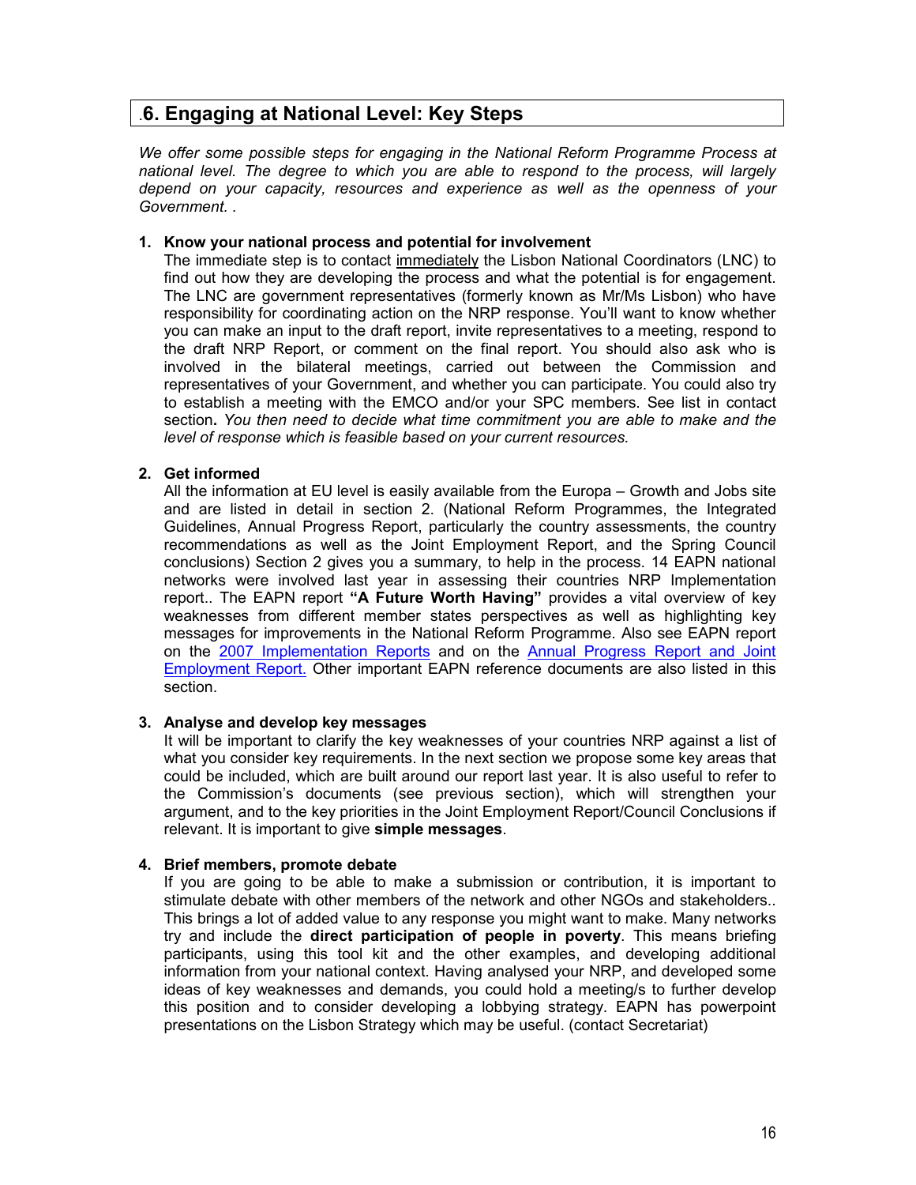## .6. Engaging at National Level: Key Steps

*We offer some possible steps for engaging in the National Reform Programme Process at national level. The degree to which you are able to respond to the process, will largely depend on your capacity, resources and experience as well as the openness of your Government. .*

1. **Know your national process and potential for involvement**
   The immediate step is to contact immediately the Lisbon National Coordinators (LNC) to find out how they are developing the process and what the potential is for engagement. The LNC are government representatives (formerly known as Mr/Ms Lisbon) who have responsibility for coordinating action on the NRP response. You'll want to know whether you can make an input to the draft report, invite representatives to a meeting, respond to the draft NRP Report, or comment on the final report. You should also ask who is involved in the bilateral meetings, carried out between the Commission and representatives of your Government, and whether you can participate. You could also try to establish a meeting with the EMCO and/or your SPC members. See list in contact section**.** *You then need to decide what time commitment you are able to make and the level of response which is feasible based on your current resources.*

2. **Get informed**
   All the information at EU level is easily available from the Europa – Growth and Jobs site and are listed in detail in section 2. (National Reform Programmes, the Integrated Guidelines, Annual Progress Report, particularly the country assessments, the country recommendations as well as the Joint Employment Report, and the Spring Council conclusions) Section 2 gives you a summary, to help in the process. 14 EAPN national networks were involved last year in assessing their countries NRP Implementation report.. The EAPN report **"A Future Worth Having"** provides a vital overview of key weaknesses from different member states perspectives as well as highlighting key messages for improvements in the National Reform Programme. Also see EAPN report on the 2007 Implementation Reports and on the Annual Progress Report and Joint Employment Report. Other important EAPN reference documents are also listed in this section.

3. **Analyse and develop key messages**
   It will be important to clarify the key weaknesses of your countries NRP against a list of what you consider key requirements. In the next section we propose some key areas that could be included, which are built around our report last year. It is also useful to refer to the Commission's documents (see previous section), which will strengthen your argument, and to the key priorities in the Joint Employment Report/Council Conclusions if relevant. It is important to give **simple messages**.

4. **Brief members, promote debate**
   If you are going to be able to make a submission or contribution, it is important to stimulate debate with other members of the network and other NGOs and stakeholders.. This brings a lot of added value to any response you might want to make. Many networks try and include the **direct participation of people in poverty**. This means briefing participants, using this tool kit and the other examples, and developing additional information from your national context. Having analysed your NRP, and developed some ideas of key weaknesses and demands, you could hold a meeting/s to further develop this position and to consider developing a lobbying strategy. EAPN has powerpoint presentations on the Lisbon Strategy which may be useful. (contact Secretariat)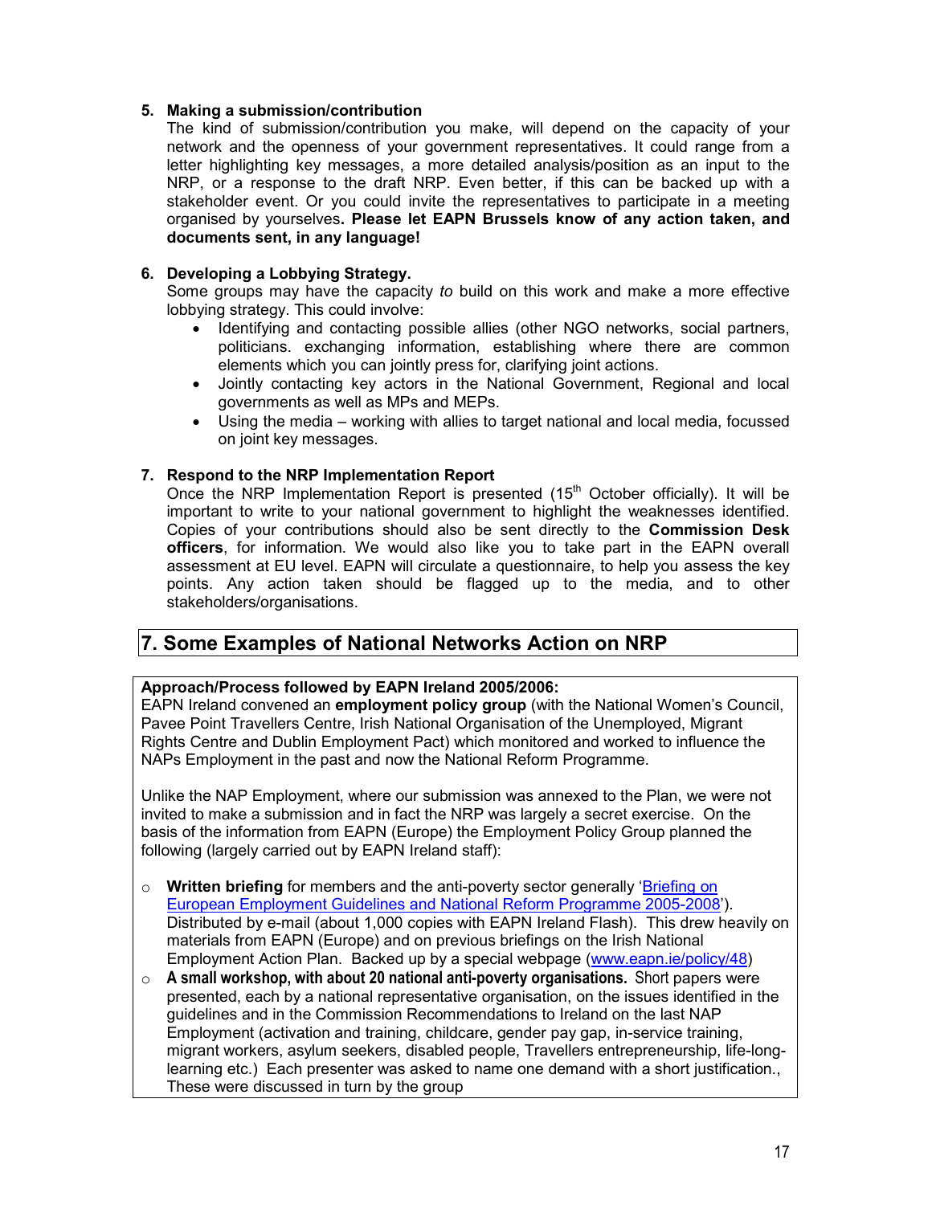5. **Making a submission/contribution**
   The kind of submission/contribution you make, will depend on the capacity of your network and the openness of your government representatives. It could range from a letter highlighting key messages, a more detailed analysis/position as an input to the NRP, or a response to the draft NRP. Even better, if this can be backed up with a stakeholder event. Or you could invite the representatives to participate in a meeting organised by yourselves**. Please let EAPN Brussels know of any action taken, and documents sent, in any language!**

6. **Developing a Lobbying Strategy.**
   Some groups may have the capacity *to* build on this work and make a more effective lobbying strategy. This could involve:
   - Identifying and contacting possible allies (other NGO networks, social partners, politicians. exchanging information, establishing where there are common elements which you can jointly press for, clarifying joint actions.
   - Jointly contacting key actors in the National Government, Regional and local governments as well as MPs and MEPs.
   - Using the media – working with allies to target national and local media, focussed on joint key messages.

7. **Respond to the NRP Implementation Report**
   Once the NRP Implementation Report is presented (15th October officially). It will be important to write to your national government to highlight the weaknesses identified. Copies of your contributions should also be sent directly to the **Commission Desk officers**, for information. We would also like you to take part in the EAPN overall assessment at EU level. EAPN will circulate a questionnaire, to help you assess the key points. Any action taken should be flagged up to the media, and to other stakeholders/organisations.

## 7. Some Examples of National Networks Action on NRP

**Approach/Process followed by EAPN Ireland 2005/2006:**
EAPN Ireland convened an **employment policy group** (with the National Women's Council, Pavee Point Travellers Centre, Irish National Organisation of the Unemployed, Migrant Rights Centre and Dublin Employment Pact) which monitored and worked to influence the NAPs Employment in the past and now the National Reform Programme.

Unlike the NAP Employment, where our submission was annexed to the Plan, we were not invited to make a submission and in fact the NRP was largely a secret exercise. On the basis of the information from EAPN (Europe) the Employment Policy Group planned the following (largely carried out by EAPN Ireland staff):

- **Written briefing** for members and the anti-poverty sector generally 'Briefing on European Employment Guidelines and National Reform Programme 2005-2008'). Distributed by e-mail (about 1,000 copies with EAPN Ireland Flash). This drew heavily on materials from EAPN (Europe) and on previous briefings on the Irish National Employment Action Plan. Backed up by a special webpage (www.eapn.ie/policy/48)
- **A small workshop, with about 20 national anti-poverty organisations.** Short papers were presented, each by a national representative organisation, on the issues identified in the guidelines and in the Commission Recommendations to Ireland on the last NAP Employment (activation and training, childcare, gender pay gap, in-service training, migrant workers, asylum seekers, disabled people, Travellers entrepreneurship, life-long-learning etc.) Each presenter was asked to name one demand with a short justification., These were discussed in turn by the group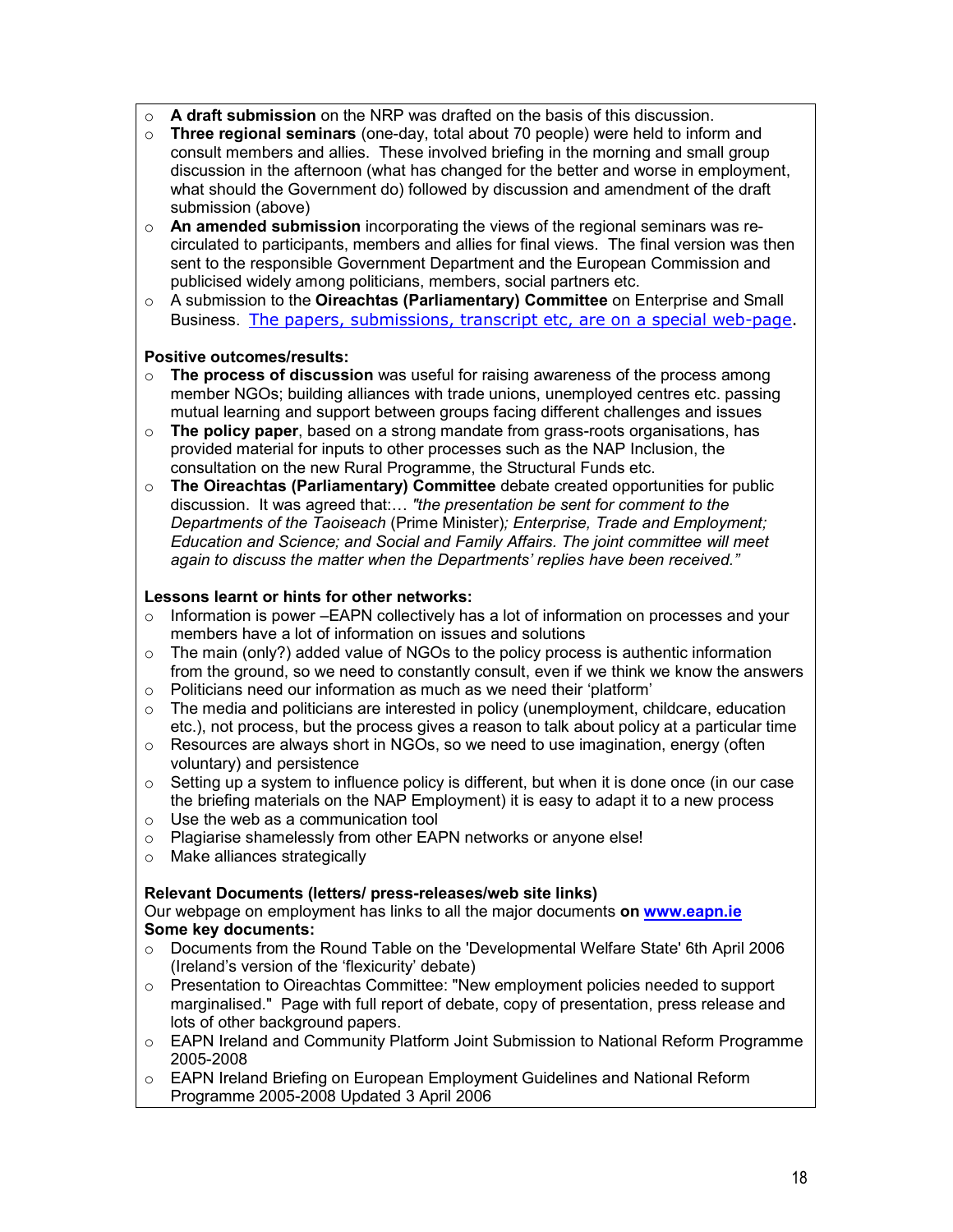- **A draft submission** on the NRP was drafted on the basis of this discussion.
- **Three regional seminars** (one-day, total about 70 people) were held to inform and consult members and allies. These involved briefing in the morning and small group discussion in the afternoon (what has changed for the better and worse in employment, what should the Government do) followed by discussion and amendment of the draft submission (above)
- **An amended submission** incorporating the views of the regional seminars was re-circulated to participants, members and allies for final views. The final version was then sent to the responsible Government Department and the European Commission and publicised widely among politicians, members, social partners etc.
- A submission to the **Oireachtas (Parliamentary) Committee** on Enterprise and Small Business. The papers, submissions, transcript etc, are on a special web-page.

**Positive outcomes/results:**

- **The process of discussion** was useful for raising awareness of the process among member NGOs; building alliances with trade unions, unemployed centres etc. passing mutual learning and support between groups facing different challenges and issues
- **The policy paper**, based on a strong mandate from grass-roots organisations, has provided material for inputs to other processes such as the NAP Inclusion, the consultation on the new Rural Programme, the Structural Funds etc.
- **The Oireachtas (Parliamentary) Committee** debate created opportunities for public discussion. It was agreed that:… *"the presentation be sent for comment to the Departments of the Taoiseach* (Prime Minister)*; Enterprise, Trade and Employment; Education and Science; and Social and Family Affairs. The joint committee will meet again to discuss the matter when the Departments' replies have been received."*

**Lessons learnt or hints for other networks:**

- Information is power –EAPN collectively has a lot of information on processes and your members have a lot of information on issues and solutions
- The main (only?) added value of NGOs to the policy process is authentic information from the ground, so we need to constantly consult, even if we think we know the answers
- Politicians need our information as much as we need their 'platform'
- The media and politicians are interested in policy (unemployment, childcare, education etc.), not process, but the process gives a reason to talk about policy at a particular time
- Resources are always short in NGOs, so we need to use imagination, energy (often voluntary) and persistence
- Setting up a system to influence policy is different, but when it is done once (in our case the briefing materials on the NAP Employment) it is easy to adapt it to a new process
- Use the web as a communication tool
- Plagiarise shamelessly from other EAPN networks or anyone else!
- Make alliances strategically

**Relevant Documents (letters/ press-releases/web site links)**

Our webpage on employment has links to all the major documents **on www.eapn.ie**

**Some key documents:**

- Documents from the Round Table on the 'Developmental Welfare State' 6th April 2006 (Ireland's version of the 'flexicurity' debate)
- Presentation to Oireachtas Committee: "New employment policies needed to support marginalised." Page with full report of debate, copy of presentation, press release and lots of other background papers.
- EAPN Ireland and Community Platform Joint Submission to National Reform Programme 2005-2008
- EAPN Ireland Briefing on European Employment Guidelines and National Reform Programme 2005-2008 Updated 3 April 2006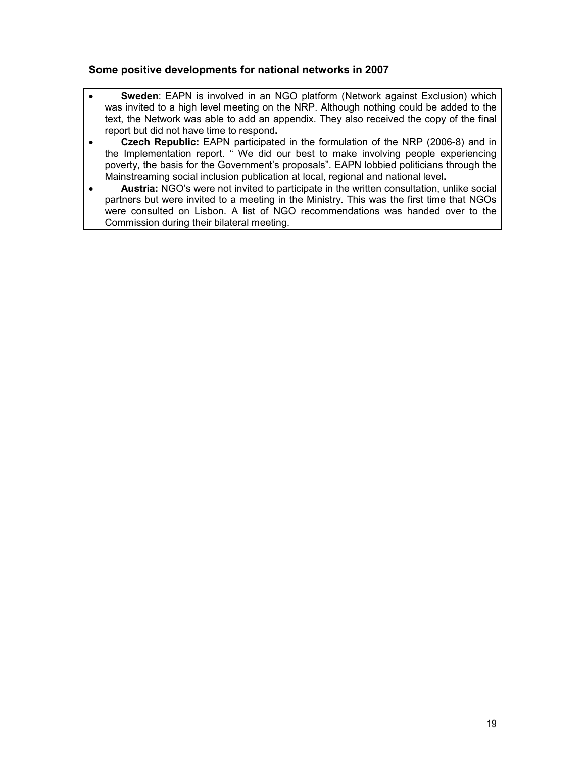### Some positive developments for national networks in 2007

- **Sweden**: EAPN is involved in an NGO platform (Network against Exclusion) which was invited to a high level meeting on the NRP. Although nothing could be added to the text, the Network was able to add an appendix. They also received the copy of the final report but did not have time to respond**.**
- **Czech Republic:** EAPN participated in the formulation of the NRP (2006-8) and in the Implementation report. " We did our best to make involving people experiencing poverty, the basis for the Government's proposals". EAPN lobbied politicians through the Mainstreaming social inclusion publication at local, regional and national level**.**
- **Austria:** NGO's were not invited to participate in the written consultation, unlike social partners but were invited to a meeting in the Ministry. This was the first time that NGOs were consulted on Lisbon. A list of NGO recommendations was handed over to the Commission during their bilateral meeting.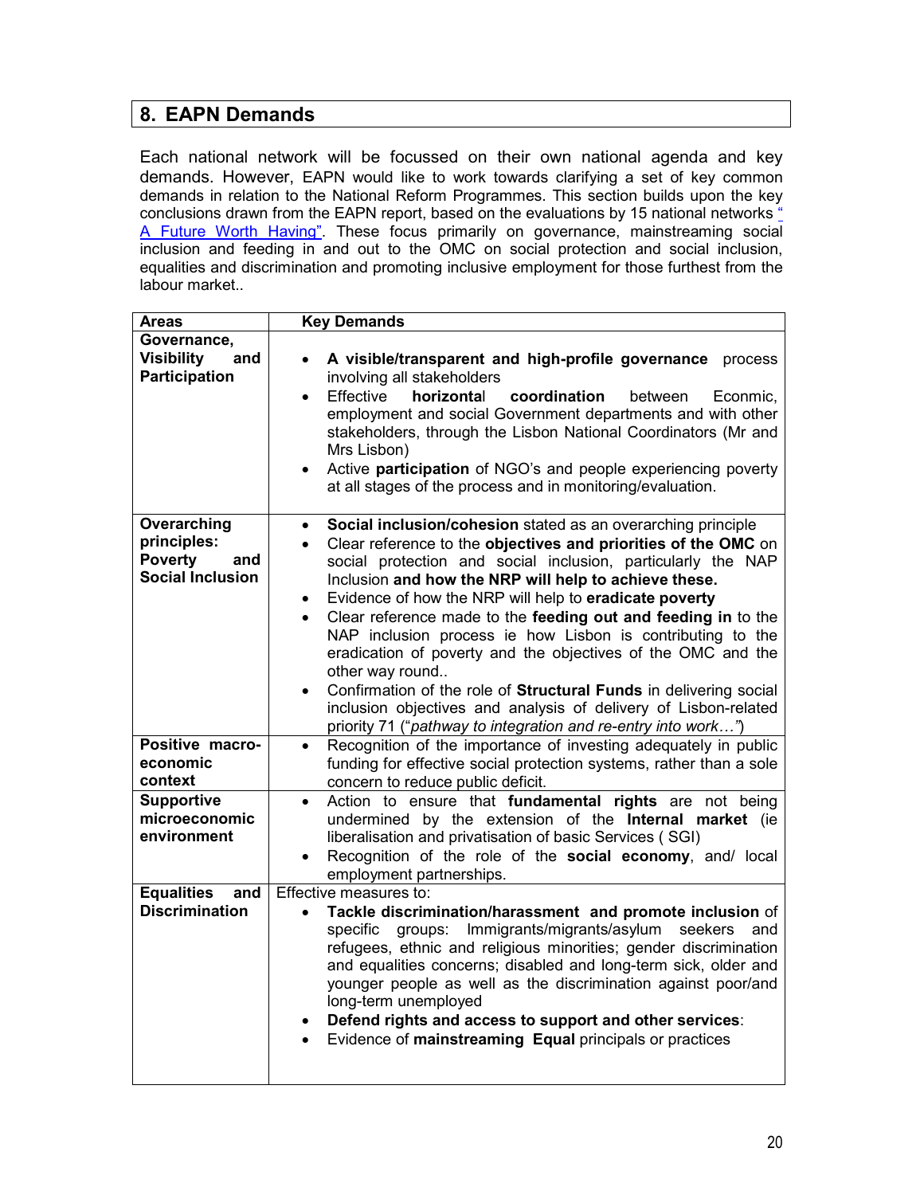## 8. EAPN Demands

Each national network will be focussed on their own national agenda and key demands. However, EAPN would like to work towards clarifying a set of key common demands in relation to the National Reform Programmes. This section builds upon the key conclusions drawn from the EAPN report, based on the evaluations by 15 national networks "A Future Worth Having". These focus primarily on governance, mainstreaming social inclusion and feeding in and out to the OMC on social protection and social inclusion, equalities and discrimination and promoting inclusive employment for those furthest from the labour market..

| Areas | Key Demands |
|---|---|
| **Governance, Visibility and Participation** | • **A visible/transparent and high-profile governance** process involving all stakeholders<br>• Effective **horizontal coordination** between Econmic, employment and social Government departments and with other stakeholders, through the Lisbon National Coordinators (Mr and Mrs Lisbon)<br>• Active **participation** of NGO's and people experiencing poverty at all stages of the process and in monitoring/evaluation. |
| **Overarching principles: Poverty and Social Inclusion** | • **Social inclusion/cohesion** stated as an overarching principle<br>• Clear reference to the **objectives and priorities of the OMC** on social protection and social inclusion, particularly the NAP Inclusion **and how the NRP will help to achieve these.**<br>• Evidence of how the NRP will help to **eradicate poverty**<br>• Clear reference made to the **feeding out and feeding in** to the NAP inclusion process ie how Lisbon is contributing to the eradication of poverty and the objectives of the OMC and the other way round..<br>• Confirmation of the role of **Structural Funds** in delivering social inclusion objectives and analysis of delivery of Lisbon-related priority 71 ("*pathway to integration and re-entry into work…*") |
| **Positive macro-economic context** | • Recognition of the importance of investing adequately in public funding for effective social protection systems, rather than a sole concern to reduce public deficit. |
| **Supportive microeconomic environment** | • Action to ensure that **fundamental rights** are not being undermined by the extension of the **Internal market** (ie liberalisation and privatisation of basic Services ( SGI)<br>• Recognition of the role of the **social economy**, and/ local employment partnerships. |
| **Equalities and Discrimination** | Effective measures to:<br>• **Tackle discrimination/harassment and promote inclusion** of specific groups: Immigrants/migrants/asylum seekers and refugees, ethnic and religious minorities; gender discrimination and equalities concerns; disabled and long-term sick, older and younger people as well as the discrimination against poor/and long-term unemployed<br>• **Defend rights and access to support and other services**:<br>• Evidence of **mainstreaming Equal** principals or practices |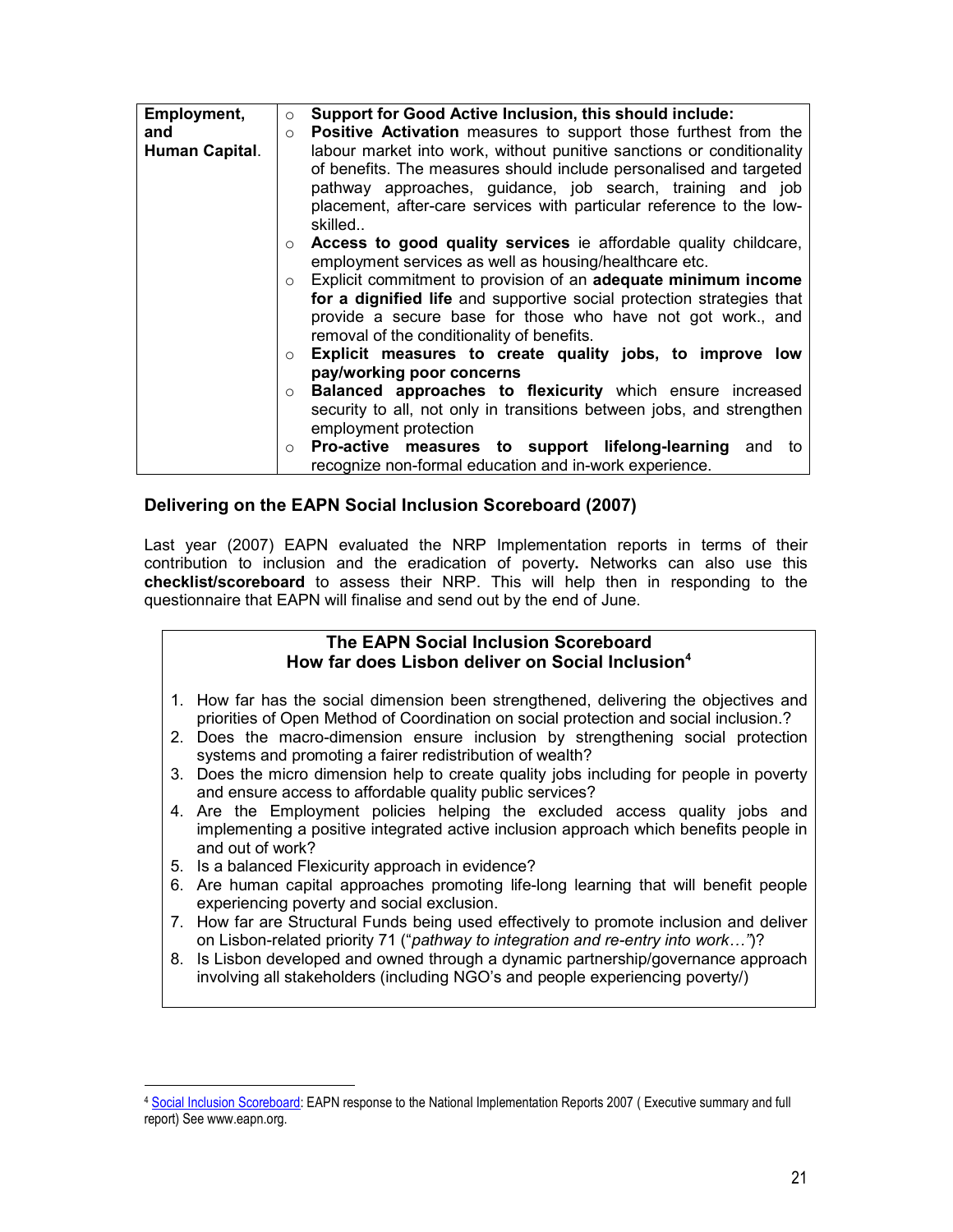| Employment, and Human Capital. | ○ **Support for Good Active Inclusion, this should include:**<br>○ **Positive Activation** measures to support those furthest from the labour market into work, without punitive sanctions or conditionality of benefits. The measures should include personalised and targeted pathway approaches, guidance, job search, training and job placement, after-care services with particular reference to the low-skilled..<br>○ **Access to good quality services** ie affordable quality childcare, employment services as well as housing/healthcare etc.<br>○ Explicit commitment to provision of an **adequate minimum income for a dignified life** and supportive social protection strategies that provide a secure base for those who have not got work., and removal of the conditionality of benefits.<br>○ **Explicit measures to create quality jobs, to improve low pay/working poor concerns**<br>○ **Balanced approaches to flexicurity** which ensure increased security to all, not only in transitions between jobs, and strengthen employment protection<br>○ **Pro-active measures to support lifelong-learning** and to recognize non-formal education and in-work experience. |
|---|---|

### Delivering on the EAPN Social Inclusion Scoreboard (2007)

Last year (2007) EAPN evaluated the NRP Implementation reports in terms of their contribution to inclusion and the eradication of poverty**.** Networks can also use this **checklist/scoreboard** to assess their NRP. This will help then in responding to the questionnaire that EAPN will finalise and send out by the end of June.

**The EAPN Social Inclusion Scoreboard**
**How far does Lisbon deliver on Social Inclusion**[4]

1. How far has the social dimension been strengthened, delivering the objectives and priorities of Open Method of Coordination on social protection and social inclusion.?
2. Does the macro-dimension ensure inclusion by strengthening social protection systems and promoting a fairer redistribution of wealth?
3. Does the micro dimension help to create quality jobs including for people in poverty and ensure access to affordable quality public services?
4. Are the Employment policies helping the excluded access quality jobs and implementing a positive integrated active inclusion approach which benefits people in and out of work?
5. Is a balanced Flexicurity approach in evidence?
6. Are human capital approaches promoting life-long learning that will benefit people experiencing poverty and social exclusion.
7. How far are Structural Funds being used effectively to promote inclusion and deliver on Lisbon-related priority 71 ("*pathway to integration and re-entry into work…"*)?
8. Is Lisbon developed and owned through a dynamic partnership/governance approach involving all stakeholders (including NGO's and people experiencing poverty/)

[4] Social Inclusion Scoreboard: EAPN response to the National Implementation Reports 2007 ( Executive summary and full report) See www.eapn.org.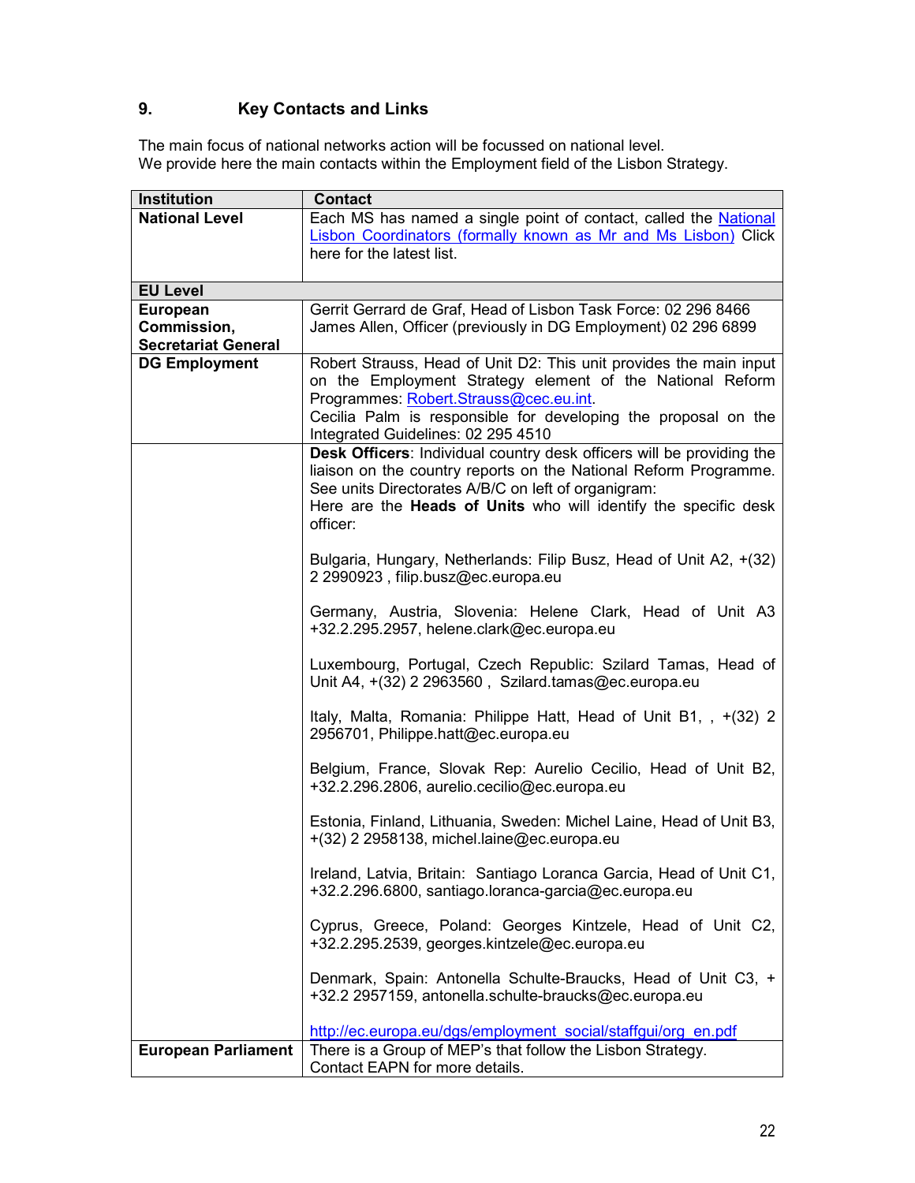## 9. Key Contacts and Links

The main focus of national networks action will be focussed on national level.
We provide here the main contacts within the Employment field of the Lisbon Strategy.

| Institution | Contact |
|---|---|
| **National Level** | Each MS has named a single point of contact, called the National Lisbon Coordinators (formally known as Mr and Ms Lisbon) Click here for the latest list. |
| **EU Level** | |
| **European Commission, Secretariat General** | Gerrit Gerrard de Graf, Head of Lisbon Task Force: 02 296 8466<br>James Allen, Officer (previously in DG Employment) 02 296 6899 |
| **DG Employment** | Robert Strauss, Head of Unit D2: This unit provides the main input on the Employment Strategy element of the National Reform Programmes: Robert.Strauss@cec.eu.int.<br>Cecilia Palm is responsible for developing the proposal on the Integrated Guidelines: 02 295 4510 |
| | **Desk Officers**: Individual country desk officers will be providing the liaison on the country reports on the National Reform Programme. See units Directorates A/B/C on left of organigram:<br>Here are the **Heads of Units** who will identify the specific desk officer:<br><br>Bulgaria, Hungary, Netherlands: Filip Busz, Head of Unit A2, +(32) 2 2990923 , filip.busz@ec.europa.eu<br><br>Germany, Austria, Slovenia: Helene Clark, Head of Unit A3 +32.2.295.2957, helene.clark@ec.europa.eu<br><br>Luxembourg, Portugal, Czech Republic: Szilard Tamas, Head of Unit A4, +(32) 2 2963560 , Szilard.tamas@ec.europa.eu<br><br>Italy, Malta, Romania: Philippe Hatt, Head of Unit B1, , +(32) 2 2956701, Philippe.hatt@ec.europa.eu<br><br>Belgium, France, Slovak Rep: Aurelio Cecilio, Head of Unit B2, +32.2.296.2806, aurelio.cecilio@ec.europa.eu<br><br>Estonia, Finland, Lithuania, Sweden: Michel Laine, Head of Unit B3, +(32) 2 2958138, michel.laine@ec.europa.eu<br><br>Ireland, Latvia, Britain: Santiago Loranca Garcia, Head of Unit C1, +32.2.296.6800, santiago.loranca-garcia@ec.europa.eu<br><br>Cyprus, Greece, Poland: Georges Kintzele, Head of Unit C2, +32.2.295.2539, georges.kintzele@ec.europa.eu<br><br>Denmark, Spain: Antonella Schulte-Braucks, Head of Unit C3, + +32.2 2957159, antonella.schulte-braucks@ec.europa.eu<br><br>http://ec.europa.eu/dgs/employment_social/staffgui/org_en.pdf |
| **European Parliament** | There is a Group of MEP's that follow the Lisbon Strategy.<br>Contact EAPN for more details. |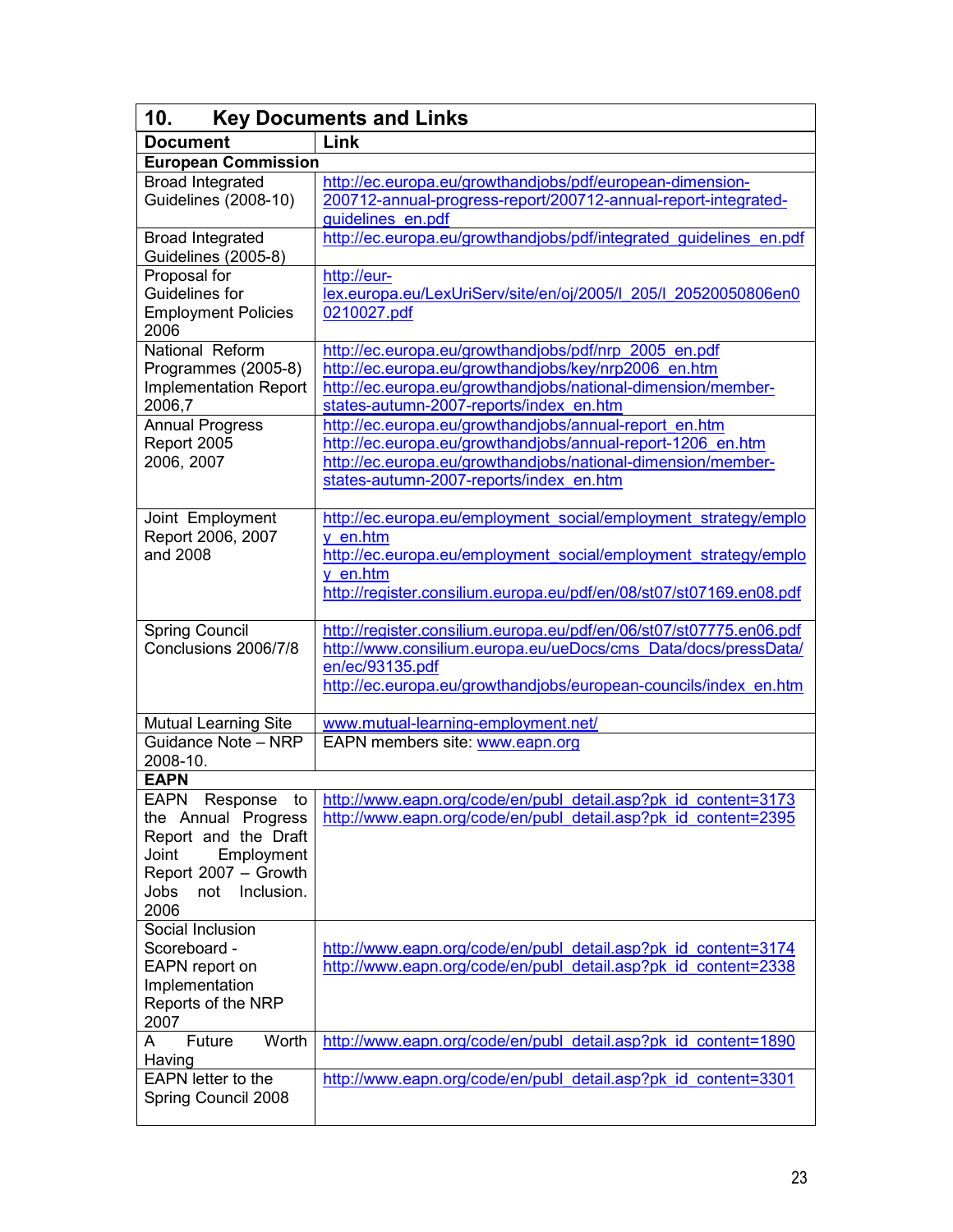## 10. Key Documents and Links

| Document | Link |
|---|---|
| **European Commission** | |
| Broad Integrated Guidelines (2008-10) | http://ec.europa.eu/growthandjobs/pdf/european-dimension-200712-annual-progress-report/200712-annual-report-integrated-guidelines_en.pdf |
| Broad Integrated Guidelines (2005-8) | http://ec.europa.eu/growthandjobs/pdf/integrated_guidelines_en.pdf |
| Proposal for Guidelines for Employment Policies 2006 | http://eur-lex.europa.eu/LexUriServ/site/en/oj/2005/l_205/l_20520050806en00210027.pdf |
| National Reform Programmes (2005-8) Implementation Report 2006,7 | http://ec.europa.eu/growthandjobs/pdf/nrp_2005_en.pdf http://ec.europa.eu/growthandjobs/key/nrp2006_en.htm http://ec.europa.eu/growthandjobs/national-dimension/member-states-autumn-2007-reports/index_en.htm |
| Annual Progress Report 2005 2006, 2007 | http://ec.europa.eu/growthandjobs/annual-report_en.htm http://ec.europa.eu/growthandjobs/annual-report-1206_en.htm http://ec.europa.eu/growthandjobs/national-dimension/member-states-autumn-2007-reports/index_en.htm |
| Joint Employment Report 2006, 2007 and 2008 | http://ec.europa.eu/employment_social/employment_strategy/employ_en.htm http://ec.europa.eu/employment_social/employment_strategy/employ_en.htm http://register.consilium.europa.eu/pdf/en/08/st07/st07169.en08.pdf |
| Spring Council Conclusions 2006/7/8 | http://register.consilium.europa.eu/pdf/en/06/st07/st07775.en06.pdf http://www.consilium.europa.eu/ueDocs/cms_Data/docs/pressData/en/ec/93135.pdf http://ec.europa.eu/growthandjobs/european-councils/index_en.htm |
| Mutual Learning Site | www.mutual-learning-employment.net/ |
| Guidance Note – NRP 2008-10. | EAPN members site: www.eapn.org |
| **EAPN** | |
| EAPN Response to the Annual Progress Report and the Draft Joint Employment Report 2007 – Growth Jobs not Inclusion. 2006 | http://www.eapn.org/code/en/publ_detail.asp?pk_id_content=3173 http://www.eapn.org/code/en/publ_detail.asp?pk_id_content=2395 |
| Social Inclusion Scoreboard - EAPN report on Implementation Reports of the NRP 2007 | http://www.eapn.org/code/en/publ_detail.asp?pk_id_content=3174 http://www.eapn.org/code/en/publ_detail.asp?pk_id_content=2338 |
| A Future Worth Having | http://www.eapn.org/code/en/publ_detail.asp?pk_id_content=1890 |
| EAPN letter to the Spring Council 2008 | http://www.eapn.org/code/en/publ_detail.asp?pk_id_content=3301 |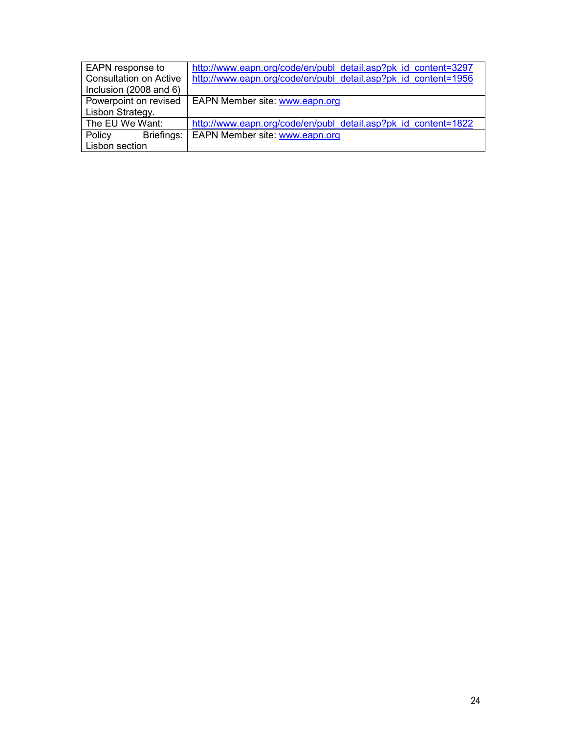| | |
|---|---|
| EAPN response to Consultation on Active Inclusion (2008 and 6) | http://www.eapn.org/code/en/publ_detail.asp?pk_id_content=3297 http://www.eapn.org/code/en/publ_detail.asp?pk_id_content=1956 |
| Powerpoint on revised Lisbon Strategy. | EAPN Member site: www.eapn.org |
| The EU We Want: | http://www.eapn.org/code/en/publ_detail.asp?pk_id_content=1822 |
| Policy Briefings: Lisbon section | EAPN Member site: www.eapn.org |